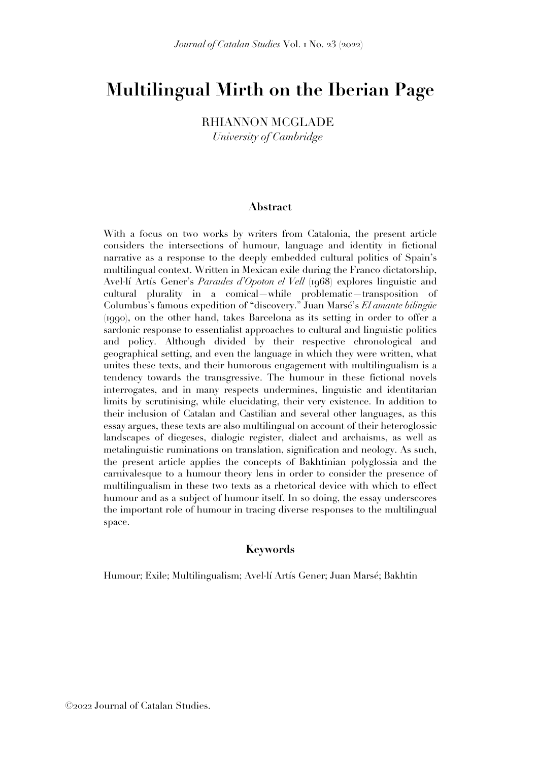# Multilingual Mirth on the Iberian Page

RHIANNON MCGLADE
*University of Cambridge*

## Abstract

With a focus on two works by writers from Catalonia, the present article considers the intersections of humour, language and identity in fictional narrative as a response to the deeply embedded cultural politics of Spain's multilingual context. Written in Mexican exile during the Franco dictatorship, Avel·lí Artís Gener's *Paraules d'Opoton el Vell* (1968) explores linguistic and cultural plurality in a comical—while problematic—transposition of Columbus's famous expedition of "discovery." Juan Marsé's *El amante bilingüe* (1990), on the other hand, takes Barcelona as its setting in order to offer a sardonic response to essentialist approaches to cultural and linguistic politics and policy. Although divided by their respective chronological and geographical setting, and even the language in which they were written, what unites these texts, and their humorous engagement with multilingualism is a tendency towards the transgressive. The humour in these fictional novels interrogates, and in many respects undermines, linguistic and identitarian limits by scrutinising, while elucidating, their very existence. In addition to their inclusion of Catalan and Castilian and several other languages, as this essay argues, these texts are also multilingual on account of their heteroglossic landscapes of diegeses, dialogic register, dialect and archaisms, as well as metalinguistic ruminations on translation, signification and neology. As such, the present article applies the concepts of Bakhtinian polyglossia and the carnivalesque to a humour theory lens in order to consider the presence of multilingualism in these two texts as a rhetorical device with which to effect humour and as a subject of humour itself. In so doing, the essay underscores the important role of humour in tracing diverse responses to the multilingual space.

## Keywords

Humour; Exile; Multilingualism; Avel·lí Artís Gener; Juan Marsé; Bakhtin

©2022 Journal of Catalan Studies.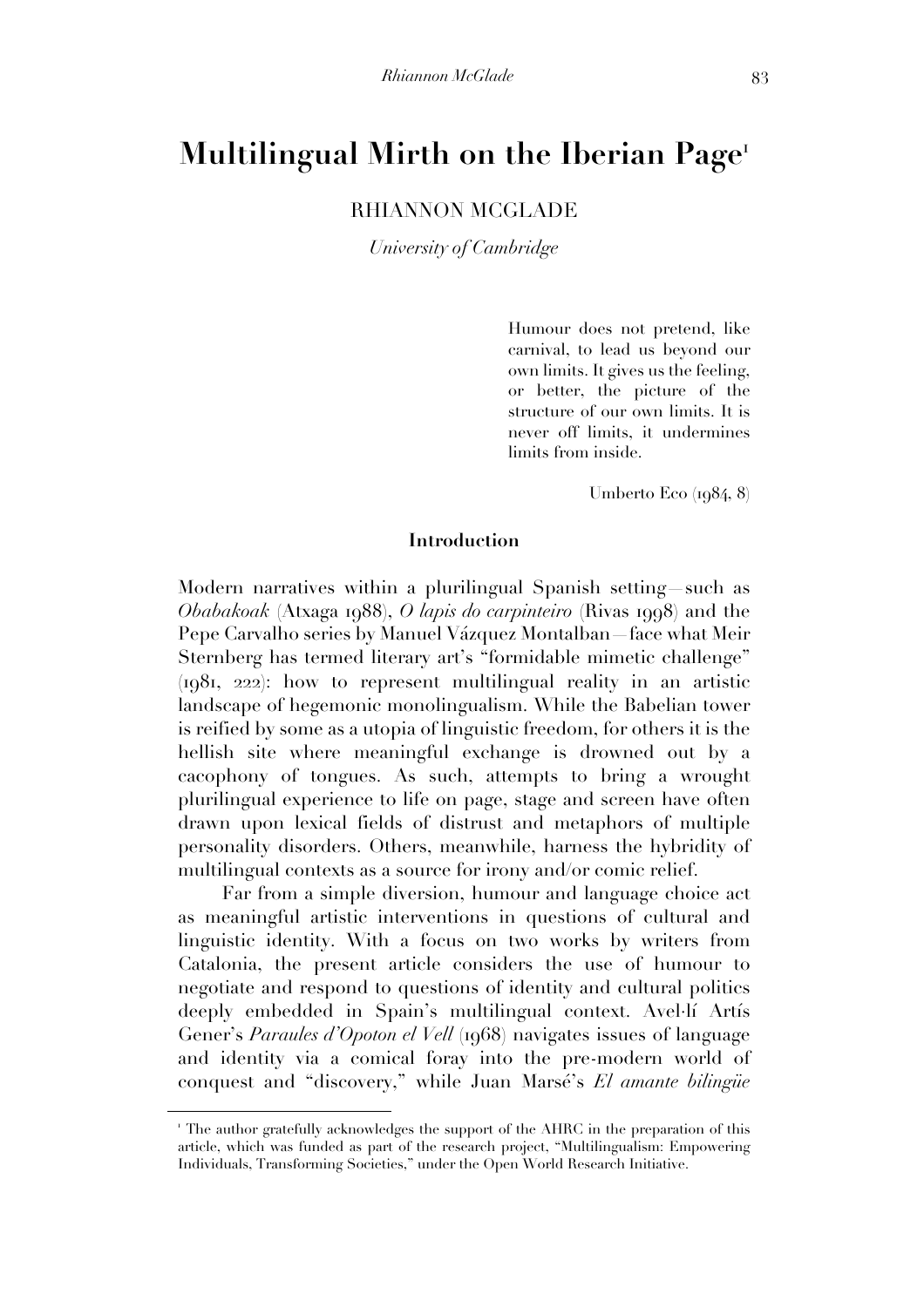# Multilingual Mirth on the Iberian Page[1]

RHIANNON MCGLADE

*University of Cambridge*

> Humour does not pretend, like carnival, to lead us beyond our own limits. It gives us the feeling, or better, the picture of the structure of our own limits. It is never off limits, it undermines limits from inside.
>
> Umberto Eco (1984, 8)

### Introduction

Modern narratives within a plurilingual Spanish setting—such as *Obabakoak* (Atxaga 1988), *O lapis do carpinteiro* (Rivas 1998) and the Pepe Carvalho series by Manuel Vázquez Montalban—face what Meir Sternberg has termed literary art's "formidable mimetic challenge" (1981, 222): how to represent multilingual reality in an artistic landscape of hegemonic monolingualism. While the Babelian tower is reified by some as a utopia of linguistic freedom, for others it is the hellish site where meaningful exchange is drowned out by a cacophony of tongues. As such, attempts to bring a wrought plurilingual experience to life on page, stage and screen have often drawn upon lexical fields of distrust and metaphors of multiple personality disorders. Others, meanwhile, harness the hybridity of multilingual contexts as a source for irony and/or comic relief.

Far from a simple diversion, humour and language choice act as meaningful artistic interventions in questions of cultural and linguistic identity. With a focus on two works by writers from Catalonia, the present article considers the use of humour to negotiate and respond to questions of identity and cultural politics deeply embedded in Spain's multilingual context. Avel·lí Artís Gener's *Paraules d'Opoton el Vell* (1968) navigates issues of language and identity via a comical foray into the pre-modern world of conquest and "discovery," while Juan Marsé's *El amante bilingüe*

[1] The author gratefully acknowledges the support of the AHRC in the preparation of this article, which was funded as part of the research project, "Multilingualism: Empowering Individuals, Transforming Societies," under the Open World Research Initiative.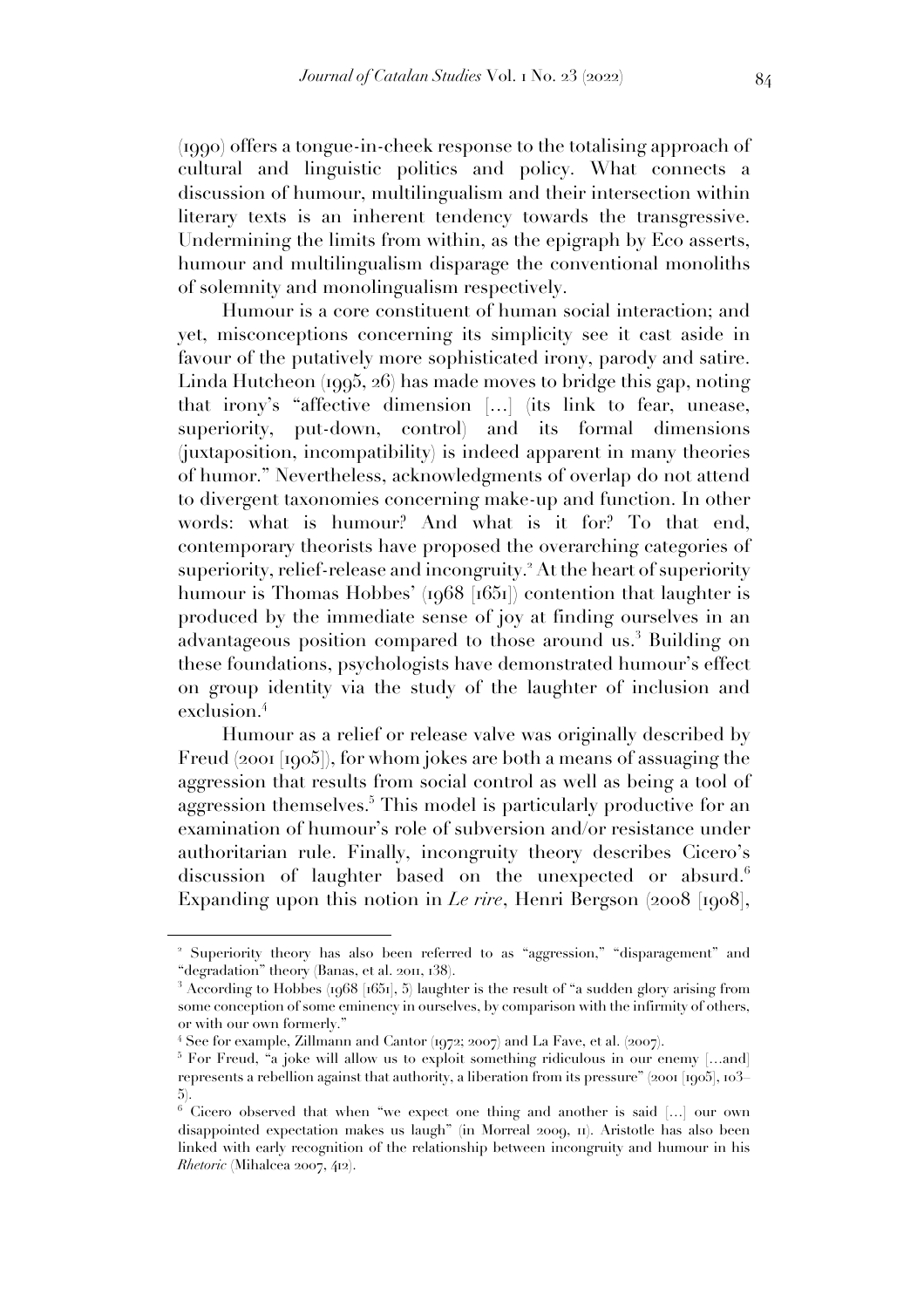(1990) offers a tongue-in-cheek response to the totalising approach of cultural and linguistic politics and policy. What connects a discussion of humour, multilingualism and their intersection within literary texts is an inherent tendency towards the transgressive. Undermining the limits from within, as the epigraph by Eco asserts, humour and multilingualism disparage the conventional monoliths of solemnity and monolingualism respectively.

Humour is a core constituent of human social interaction; and yet, misconceptions concerning its simplicity see it cast aside in favour of the putatively more sophisticated irony, parody and satire. Linda Hutcheon (1995, 26) has made moves to bridge this gap, noting that irony's "affective dimension [...] (its link to fear, unease, superiority, put-down, control) and its formal dimensions (juxtaposition, incompatibility) is indeed apparent in many theories of humor." Nevertheless, acknowledgments of overlap do not attend to divergent taxonomies concerning make-up and function. In other words: what is humour? And what is it for? To that end, contemporary theorists have proposed the overarching categories of superiority, relief-release and incongruity.[2] At the heart of superiority humour is Thomas Hobbes' (1968 [1651]) contention that laughter is produced by the immediate sense of joy at finding ourselves in an advantageous position compared to those around us.[3] Building on these foundations, psychologists have demonstrated humour's effect on group identity via the study of the laughter of inclusion and exclusion.[4]

Humour as a relief or release valve was originally described by Freud (2001 [1905]), for whom jokes are both a means of assuaging the aggression that results from social control as well as being a tool of aggression themselves.[5] This model is particularly productive for an examination of humour's role of subversion and/or resistance under authoritarian rule. Finally, incongruity theory describes Cicero's discussion of laughter based on the unexpected or absurd.[6] Expanding upon this notion in *Le rire*, Henri Bergson (2008 [1908],

---

[2] Superiority theory has also been referred to as "aggression," "disparagement" and "degradation" theory (Banas, et al. 2011, 138).

[3] According to Hobbes (1968 [1651], 5) laughter is the result of "a sudden glory arising from some conception of some eminency in ourselves, by comparison with the infirmity of others, or with our own formerly."

[4] See for example, Zillmann and Cantor (1972; 2007) and La Fave, et al. (2007).

[5] For Freud, "a joke will allow us to exploit something ridiculous in our enemy [...and] represents a rebellion against that authority, a liberation from its pressure" (2001 [1905], 103–5).

[6] Cicero observed that when "we expect one thing and another is said [...] our own disappointed expectation makes us laugh" (in Morreal 2009, 11). Aristotle has also been linked with early recognition of the relationship between incongruity and humour in his *Rhetoric* (Mihalcea 2007, 412).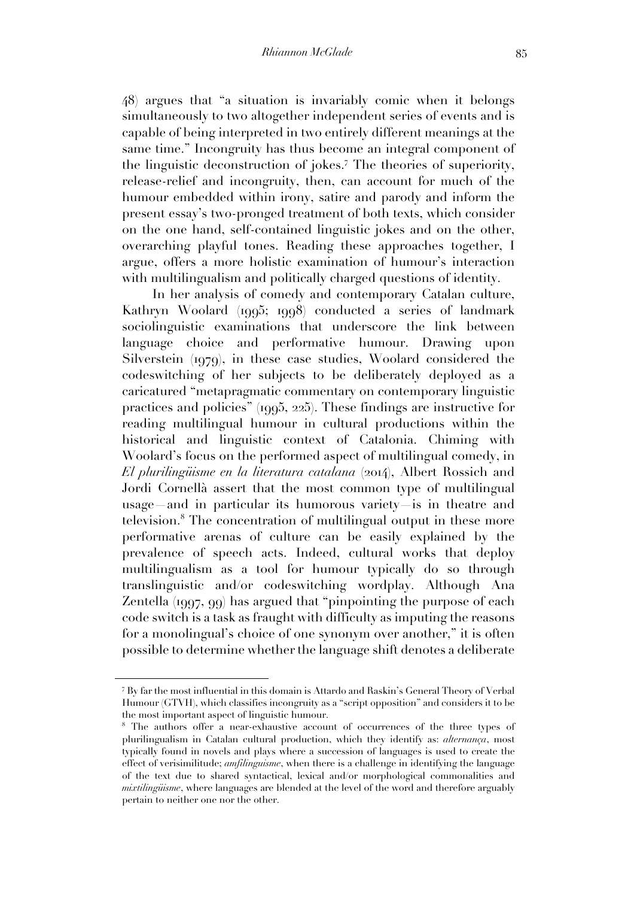48) argues that "a situation is invariably comic when it belongs simultaneously to two altogether independent series of events and is capable of being interpreted in two entirely different meanings at the same time." Incongruity has thus become an integral component of the linguistic deconstruction of jokes.[7] The theories of superiority, release-relief and incongruity, then, can account for much of the humour embedded within irony, satire and parody and inform the present essay's two-pronged treatment of both texts, which consider on the one hand, self-contained linguistic jokes and on the other, overarching playful tones. Reading these approaches together, I argue, offers a more holistic examination of humour's interaction with multilingualism and politically charged questions of identity.

In her analysis of comedy and contemporary Catalan culture, Kathryn Woolard (1995; 1998) conducted a series of landmark sociolinguistic examinations that underscore the link between language choice and performative humour. Drawing upon Silverstein (1979), in these case studies, Woolard considered the codeswitching of her subjects to be deliberately deployed as a caricatured "metapragmatic commentary on contemporary linguistic practices and policies" (1995, 225). These findings are instructive for reading multilingual humour in cultural productions within the historical and linguistic context of Catalonia. Chiming with Woolard's focus on the performed aspect of multilingual comedy, in *El plurilingüisme en la literatura catalana* (2014), Albert Rossich and Jordi Cornellà assert that the most common type of multilingual usage—and in particular its humorous variety—is in theatre and television.[8] The concentration of multilingual output in these more performative arenas of culture can be easily explained by the prevalence of speech acts. Indeed, cultural works that deploy multilingualism as a tool for humour typically do so through translinguistic and/or codeswitching wordplay. Although Ana Zentella (1997, 99) has argued that "pinpointing the purpose of each code switch is a task as fraught with difficulty as imputing the reasons for a monolingual's choice of one synonym over another," it is often possible to determine whether the language shift denotes a deliberate

---

[7] By far the most influential in this domain is Attardo and Raskin's General Theory of Verbal Humour (GTVH), which classifies incongruity as a "script opposition" and considers it to be the most important aspect of linguistic humour.

[8] The authors offer a near-exhaustive account of occurrences of the three types of plurilingualism in Catalan cultural production, which they identify as: *alternança*, most typically found in novels and plays where a succession of languages is used to create the effect of verisimilitude; *amfilinguisme*, when there is a challenge in identifying the language of the text due to shared syntactical, lexical and/or morphological commonalities and *mixtilingüisme*, where languages are blended at the level of the word and therefore arguably pertain to neither one nor the other.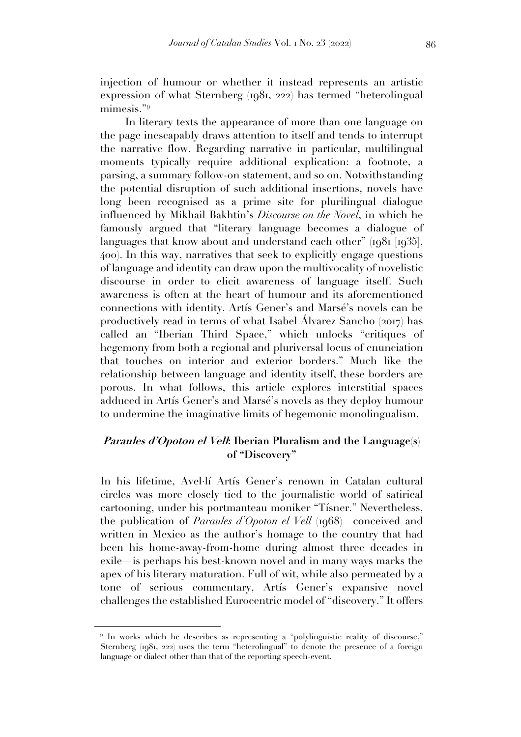injection of humour or whether it instead represents an artistic expression of what Sternberg (1981, 222) has termed "heterolingual mimesis."[9]

In literary texts the appearance of more than one language on the page inescapably draws attention to itself and tends to interrupt the narrative flow. Regarding narrative in particular, multilingual moments typically require additional explication: a footnote, a parsing, a summary follow-on statement, and so on. Notwithstanding the potential disruption of such additional insertions, novels have long been recognised as a prime site for plurilingual dialogue influenced by Mikhail Bakhtin's *Discourse on the Novel*, in which he famously argued that "literary language becomes a dialogue of languages that know about and understand each other" (1981 [1935], 400). In this way, narratives that seek to explicitly engage questions of language and identity can draw upon the multivocality of novelistic discourse in order to elicit awareness of language itself. Such awareness is often at the heart of humour and its aforementioned connections with identity. Artís Gener's and Marsé's novels can be productively read in terms of what Isabel Álvarez Sancho (2017) has called an "Iberian Third Space," which unlocks "critiques of hegemony from both a regional and pluriversal locus of enunciation that touches on interior and exterior borders." Much like the relationship between language and identity itself, these borders are porous. In what follows, this article explores interstitial spaces adduced in Artís Gener's and Marsé's novels as they deploy humour to undermine the imaginative limits of hegemonic monolingualism.

## *Paraules d'Opoton el Vell*: Iberian Pluralism and the Language(s) of "Discovery"

In his lifetime, Avel·lí Artís Gener's renown in Catalan cultural circles was more closely tied to the journalistic world of satirical cartooning, under his portmanteau moniker "Tísner." Nevertheless, the publication of *Paraules d'Opoton el Vell* (1968)—conceived and written in Mexico as the author's homage to the country that had been his home-away-from-home during almost three decades in exile—is perhaps his best-known novel and in many ways marks the apex of his literary maturation. Full of wit, while also permeated by a tone of serious commentary, Artís Gener's expansive novel challenges the established Eurocentric model of "discovery." It offers

---

[9] In works which he describes as representing a "polylinguistic reality of discourse," Sternberg (1981, 222) uses the term "heterolingual" to denote the presence of a foreign language or dialect other than that of the reporting speech-event.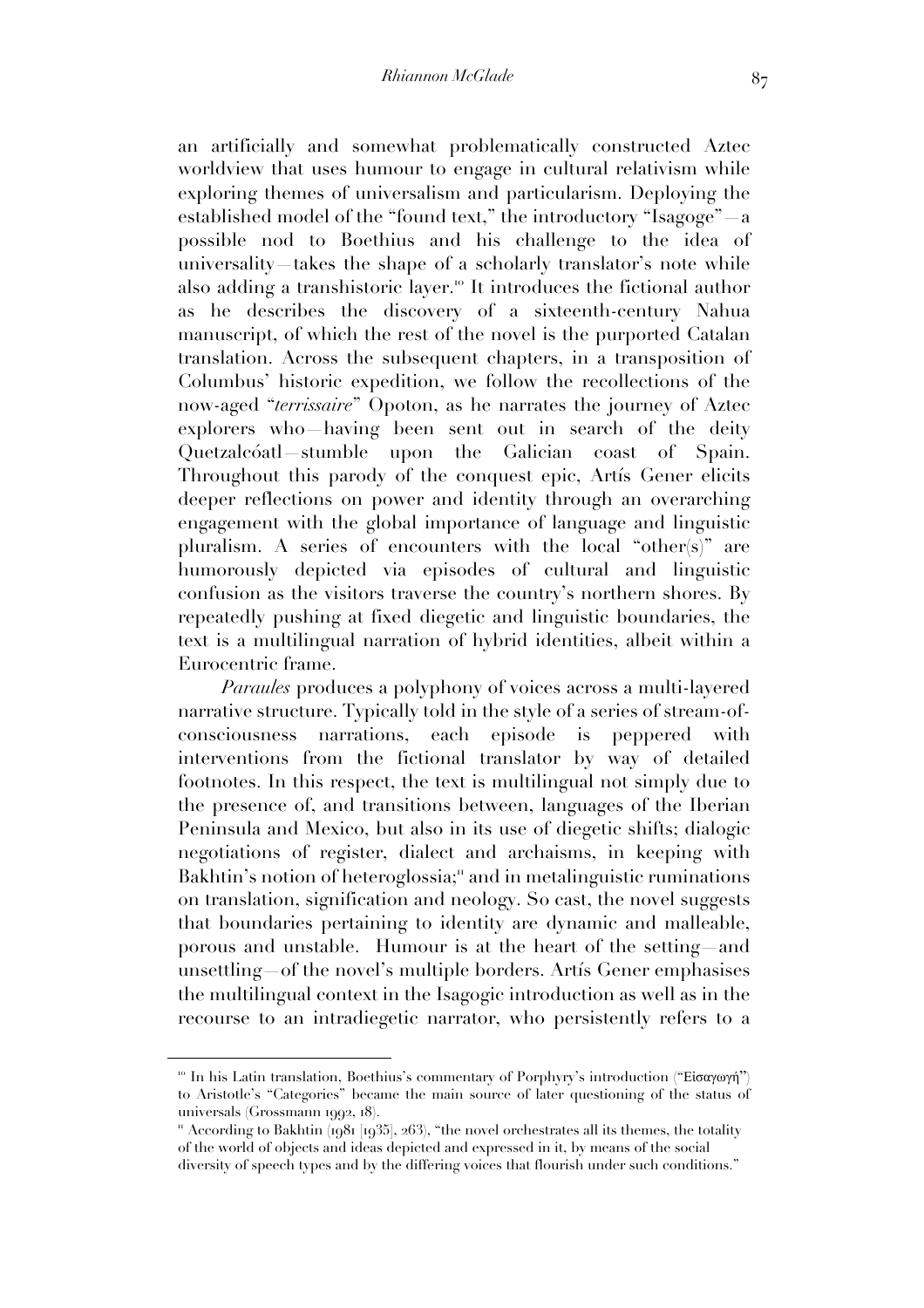an artificially and somewhat problematically constructed Aztec worldview that uses humour to engage in cultural relativism while exploring themes of universalism and particularism. Deploying the established model of the "found text," the introductory "Isagoge"—a possible nod to Boethius and his challenge to the idea of universality—takes the shape of a scholarly translator's note while also adding a transhistoric layer.[10] It introduces the fictional author as he describes the discovery of a sixteenth-century Nahua manuscript, of which the rest of the novel is the purported Catalan translation. Across the subsequent chapters, in a transposition of Columbus' historic expedition, we follow the recollections of the now-aged "*terrissaire*" Opoton, as he narrates the journey of Aztec explorers who—having been sent out in search of the deity Quetzalcóatl—stumble upon the Galician coast of Spain. Throughout this parody of the conquest epic, Artís Gener elicits deeper reflections on power and identity through an overarching engagement with the global importance of language and linguistic pluralism. A series of encounters with the local "other(s)" are humorously depicted via episodes of cultural and linguistic confusion as the visitors traverse the country's northern shores. By repeatedly pushing at fixed diegetic and linguistic boundaries, the text is a multilingual narration of hybrid identities, albeit within a Eurocentric frame.

*Paraules* produces a polyphony of voices across a multi-layered narrative structure. Typically told in the style of a series of stream-of-consciousness narrations, each episode is peppered with interventions from the fictional translator by way of detailed footnotes. In this respect, the text is multilingual not simply due to the presence of, and transitions between, languages of the Iberian Peninsula and Mexico, but also in its use of diegetic shifts; dialogic negotiations of register, dialect and archaisms, in keeping with Bakhtin's notion of heteroglossia;[11] and in metalinguistic ruminations on translation, signification and neology. So cast, the novel suggests that boundaries pertaining to identity are dynamic and malleable, porous and unstable. Humour is at the heart of the setting—and unsettling—of the novel's multiple borders. Artís Gener emphasises the multilingual context in the Isagogic introduction as well as in the recourse to an intradiegetic narrator, who persistently refers to a

---

[10] In his Latin translation, Boethius's commentary of Porphyry's introduction ("Εἰσαγωγή") to Aristotle's "Categories" became the main source of later questioning of the status of universals (Grossmann 1992, 18).

[11] According to Bakhtin (1981 [1935], 263), "the novel orchestrates all its themes, the totality of the world of objects and ideas depicted and expressed in it, by means of the social diversity of speech types and by the differing voices that flourish under such conditions."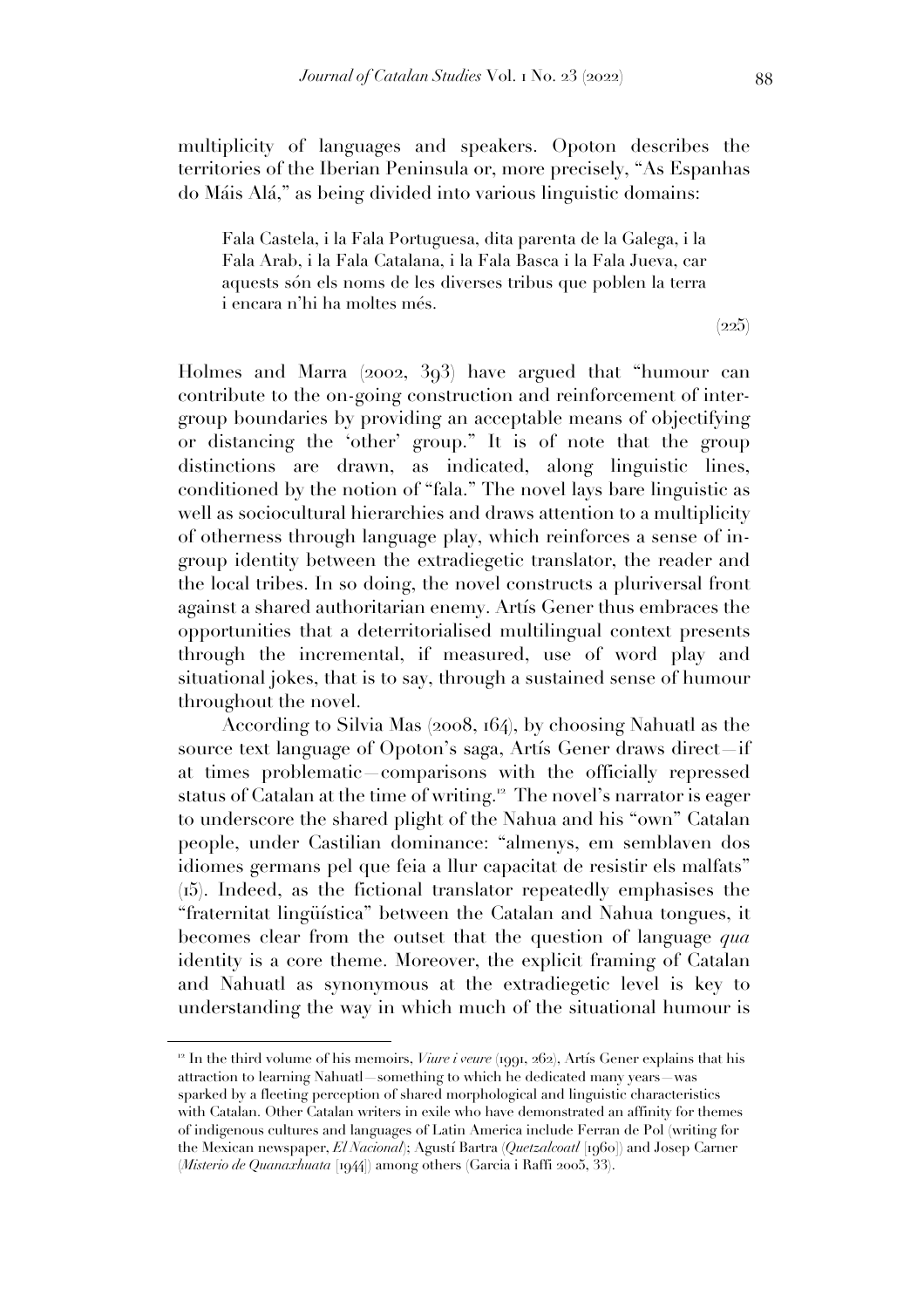multiplicity of languages and speakers. Opoton describes the territories of the Iberian Peninsula or, more precisely, "As Espanhas do Máis Alá," as being divided into various linguistic domains:

> Fala Castela, i la Fala Portuguesa, dita parenta de la Galega, i la Fala Arab, i la Fala Catalana, i la Fala Basca i la Fala Jueva, car aquests són els noms de les diverses tribus que poblen la terra i encara n'hi ha moltes més.
>
> (225)

Holmes and Marra (2002, 393) have argued that "humour can contribute to the on-going construction and reinforcement of inter-group boundaries by providing an acceptable means of objectifying or distancing the 'other' group." It is of note that the group distinctions are drawn, as indicated, along linguistic lines, conditioned by the notion of "fala." The novel lays bare linguistic as well as sociocultural hierarchies and draws attention to a multiplicity of otherness through language play, which reinforces a sense of in-group identity between the extradiegetic translator, the reader and the local tribes. In so doing, the novel constructs a pluriversal front against a shared authoritarian enemy. Artís Gener thus embraces the opportunities that a deterritorialised multilingual context presents through the incremental, if measured, use of word play and situational jokes, that is to say, through a sustained sense of humour throughout the novel.

According to Silvia Mas (2008, 164), by choosing Nahuatl as the source text language of Opoton's saga, Artís Gener draws direct—if at times problematic—comparisons with the officially repressed status of Catalan at the time of writing.[12] The novel's narrator is eager to underscore the shared plight of the Nahua and his "own" Catalan people, under Castilian dominance: "almenys, em semblaven dos idiomes germans pel que feia a llur capacitat de resistir els malfats" (15). Indeed, as the fictional translator repeatedly emphasises the "fraternitat lingüística" between the Catalan and Nahua tongues, it becomes clear from the outset that the question of language *qua* identity is a core theme. Moreover, the explicit framing of Catalan and Nahuatl as synonymous at the extradiegetic level is key to understanding the way in which much of the situational humour is

[12] In the third volume of his memoirs, *Viure i veure* (1991, 262), Artís Gener explains that his attraction to learning Nahuatl—something to which he dedicated many years—was sparked by a fleeting perception of shared morphological and linguistic characteristics with Catalan. Other Catalan writers in exile who have demonstrated an affinity for themes of indigenous cultures and languages of Latin America include Ferran de Pol (writing for the Mexican newspaper, *El Nacional*); Agustí Bartra (*Quetzalcoatl* [1960]) and Josep Carner (*Misterio de Quanaxhuata* [1944]) among others (Garcia i Raffi 2005, 33).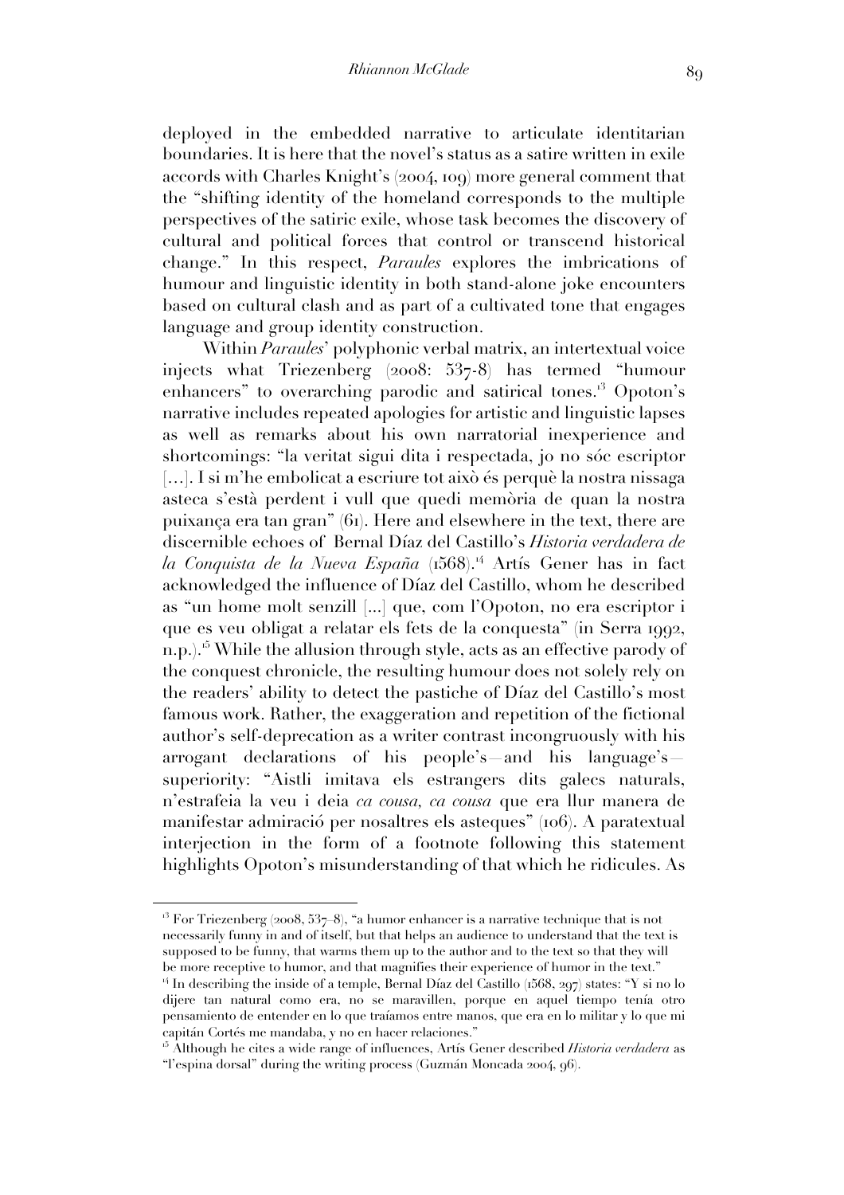deployed in the embedded narrative to articulate identitarian boundaries. It is here that the novel's status as a satire written in exile accords with Charles Knight's (2004, 109) more general comment that the "shifting identity of the homeland corresponds to the multiple perspectives of the satiric exile, whose task becomes the discovery of cultural and political forces that control or transcend historical change." In this respect, *Paraules* explores the imbrications of humour and linguistic identity in both stand-alone joke encounters based on cultural clash and as part of a cultivated tone that engages language and group identity construction.

Within *Paraules*' polyphonic verbal matrix, an intertextual voice injects what Triezenberg (2008: 537-8) has termed "humour enhancers" to overarching parodic and satirical tones.[13] Opoton's narrative includes repeated apologies for artistic and linguistic lapses as well as remarks about his own narratorial inexperience and shortcomings: "la veritat sigui dita i respectada, jo no sóc escriptor [...]. I si m'he embolicat a escriure tot això és perquè la nostra nissaga asteca s'està perdent i vull que quedi memòria de quan la nostra puixança era tan gran" (61). Here and elsewhere in the text, there are discernible echoes of Bernal Díaz del Castillo's *Historia verdadera de la Conquista de la Nueva España* (1568).[14] Artís Gener has in fact acknowledged the influence of Díaz del Castillo, whom he described as "un home molt senzill [...] que, com l'Opoton, no era escriptor i que es veu obligat a relatar els fets de la conquesta" (in Serra 1992, n.p.).[15] While the allusion through style, acts as an effective parody of the conquest chronicle, the resulting humour does not solely rely on the readers' ability to detect the pastiche of Díaz del Castillo's most famous work. Rather, the exaggeration and repetition of the fictional author's self-deprecation as a writer contrast incongruously with his arrogant declarations of his people's—and his language's—superiority: "Aistli imitava els estrangers dits galecs naturals, n'estrafeia la veu i deia *ca cousa, ca cousa* que era llur manera de manifestar admiració per nosaltres els asteques" (106). A paratextual interjection in the form of a footnote following this statement highlights Opoton's misunderstanding of that which he ridicules. As

---

[13] For Triezenberg (2008, 537–8), "a humor enhancer is a narrative technique that is not necessarily funny in and of itself, but that helps an audience to understand that the text is supposed to be funny, that warms them up to the author and to the text so that they will be more receptive to humor, and that magnifies their experience of humor in the text."

[14] In describing the inside of a temple, Bernal Díaz del Castillo (1568, 297) states: "Y si no lo dijere tan natural como era, no se maravillen, porque en aquel tiempo tenía otro pensamiento de entender en lo que traíamos entre manos, que era en lo militar y lo que mi capitán Cortés me mandaba, y no en hacer relaciones."

[15] Although he cites a wide range of influences, Artís Gener described *Historia verdadera* as "l'espina dorsal" during the writing process (Guzmán Moncada 2004, 96).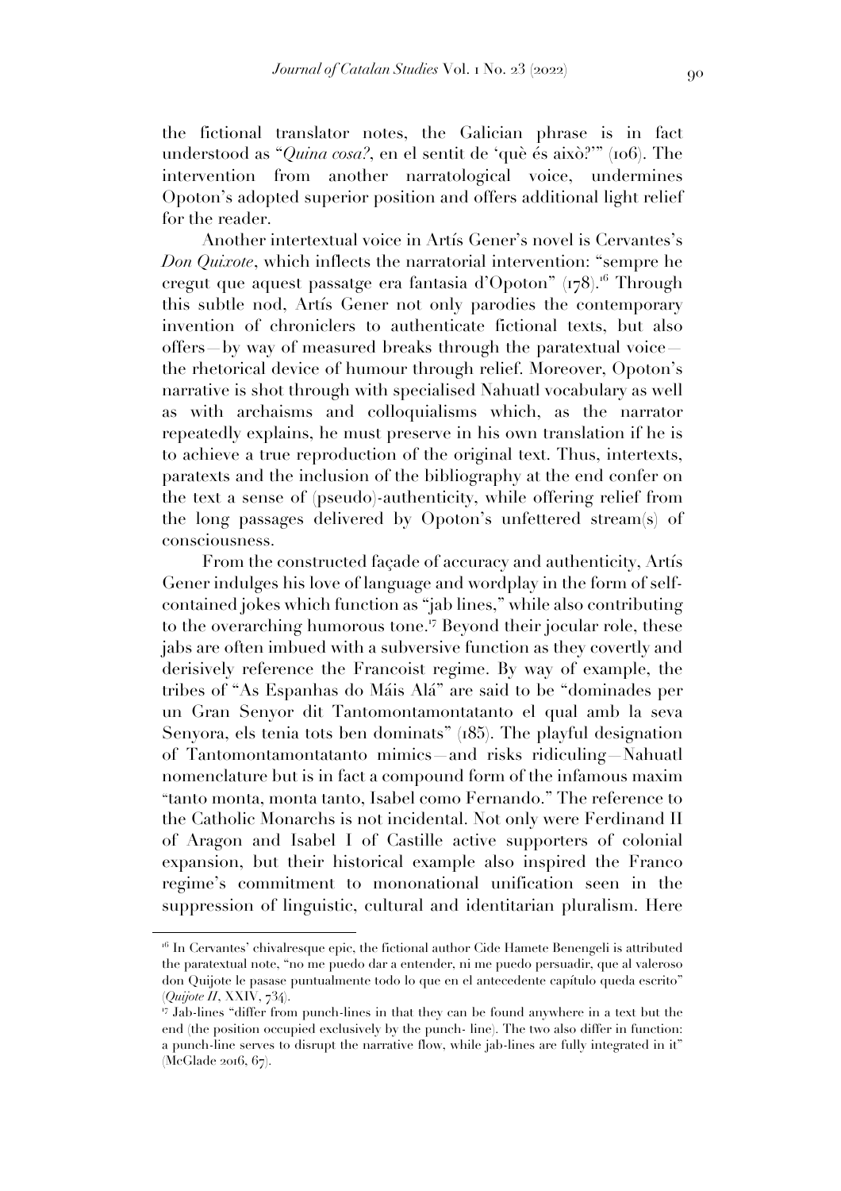the fictional translator notes, the Galician phrase is in fact understood as "*Quina cosa?*, en el sentit de 'què és això?'" (106). The intervention from another narratological voice, undermines Opoton's adopted superior position and offers additional light relief for the reader.

Another intertextual voice in Artís Gener's novel is Cervantes's *Don Quixote*, which inflects the narratorial intervention: "sempre he cregut que aquest passatge era fantasia d'Opoton" (178).[16] Through this subtle nod, Artís Gener not only parodies the contemporary invention of chroniclers to authenticate fictional texts, but also offers—by way of measured breaks through the paratextual voice—the rhetorical device of humour through relief. Moreover, Opoton's narrative is shot through with specialised Nahuatl vocabulary as well as with archaisms and colloquialisms which, as the narrator repeatedly explains, he must preserve in his own translation if he is to achieve a true reproduction of the original text. Thus, intertexts, paratexts and the inclusion of the bibliography at the end confer on the text a sense of (pseudo)-authenticity, while offering relief from the long passages delivered by Opoton's unfettered stream(s) of consciousness.

From the constructed façade of accuracy and authenticity, Artís Gener indulges his love of language and wordplay in the form of self-contained jokes which function as "jab lines," while also contributing to the overarching humorous tone.[17] Beyond their jocular role, these jabs are often imbued with a subversive function as they covertly and derisively reference the Francoist regime. By way of example, the tribes of "As Espanhas do Máis Alá" are said to be "dominades per un Gran Senyor dit Tantomontamontatanto el qual amb la seva Senyora, els tenia tots ben dominats" (185). The playful designation of Tantomontamontatanto mimics—and risks ridiculing—Nahuatl nomenclature but is in fact a compound form of the infamous maxim "tanto monta, monta tanto, Isabel como Fernando." The reference to the Catholic Monarchs is not incidental. Not only were Ferdinand II of Aragon and Isabel I of Castille active supporters of colonial expansion, but their historical example also inspired the Franco regime's commitment to mononational unification seen in the suppression of linguistic, cultural and identitarian pluralism. Here

---

[16] In Cervantes' chivalresque epic, the fictional author Cide Hamete Benengeli is attributed the paratextual note, "no me puedo dar a entender, ni me puedo persuadir, que al valeroso don Quijote le pasase puntualmente todo lo que en el antecedente capítulo queda escrito" (*Quijote II*, XXIV, 734).

[17] Jab-lines "differ from punch-lines in that they can be found anywhere in a text but the end (the position occupied exclusively by the punch- line). The two also differ in function: a punch-line serves to disrupt the narrative flow, while jab-lines are fully integrated in it" (McGlade 2016, 67).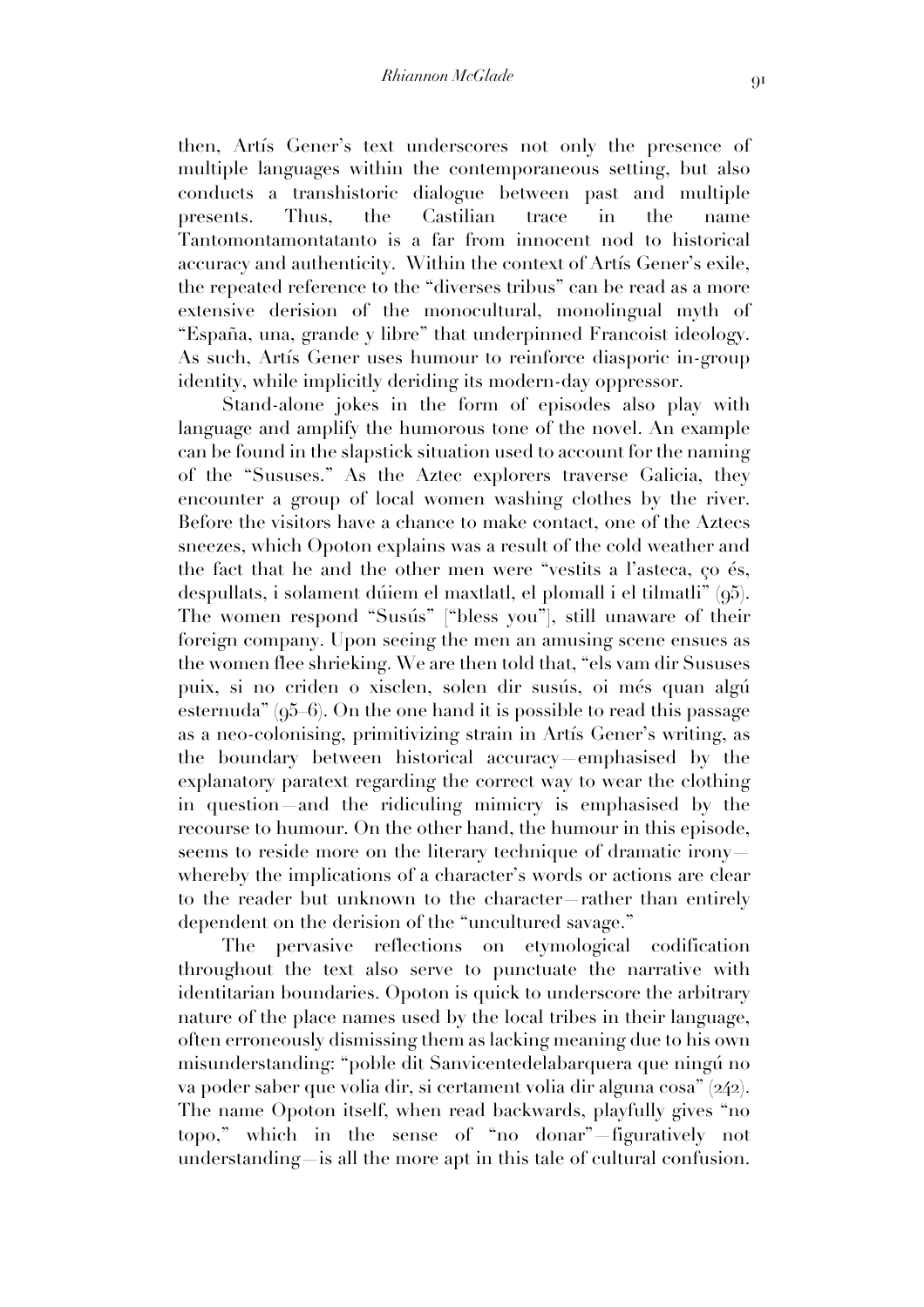then, Artís Gener's text underscores not only the presence of multiple languages within the contemporaneous setting, but also conducts a transhistoric dialogue between past and multiple presents. Thus, the Castilian trace in the name Tantomontamontatanto is a far from innocent nod to historical accuracy and authenticity. Within the context of Artís Gener's exile, the repeated reference to the "diverses tribus" can be read as a more extensive derision of the monocultural, monolingual myth of "España, una, grande y libre" that underpinned Francoist ideology. As such, Artís Gener uses humour to reinforce diasporic in-group identity, while implicitly deriding its modern-day oppressor.

Stand-alone jokes in the form of episodes also play with language and amplify the humorous tone of the novel. An example can be found in the slapstick situation used to account for the naming of the "Sususes." As the Aztec explorers traverse Galicia, they encounter a group of local women washing clothes by the river. Before the visitors have a chance to make contact, one of the Aztecs sneezes, which Opoton explains was a result of the cold weather and the fact that he and the other men were "vestits a l'asteca, ço és, despullats, i solament dúiem el maxtlatl, el plomall i el tilmatli" (95). The women respond "Susús" ["bless you"], still unaware of their foreign company. Upon seeing the men an amusing scene ensues as the women flee shrieking. We are then told that, "els vam dir Sususes puix, si no criden o xisclen, solen dir susús, oi més quan algú esternuda" (95–6). On the one hand it is possible to read this passage as a neo-colonising, primitivizing strain in Artís Gener's writing, as the boundary between historical accuracy—emphasised by the explanatory paratext regarding the correct way to wear the clothing in question—and the ridiculing mimicry is emphasised by the recourse to humour. On the other hand, the humour in this episode, seems to reside more on the literary technique of dramatic irony—whereby the implications of a character's words or actions are clear to the reader but unknown to the character—rather than entirely dependent on the derision of the "uncultured savage."

The pervasive reflections on etymological codification throughout the text also serve to punctuate the narrative with identitarian boundaries. Opoton is quick to underscore the arbitrary nature of the place names used by the local tribes in their language, often erroneously dismissing them as lacking meaning due to his own misunderstanding: "poble dit Sanvicentedelabarquera que ningú no va poder saber que volia dir, si certament volia dir alguna cosa" (242). The name Opoton itself, when read backwards, playfully gives "no topo," which in the sense of "no donar"—figuratively not understanding—is all the more apt in this tale of cultural confusion.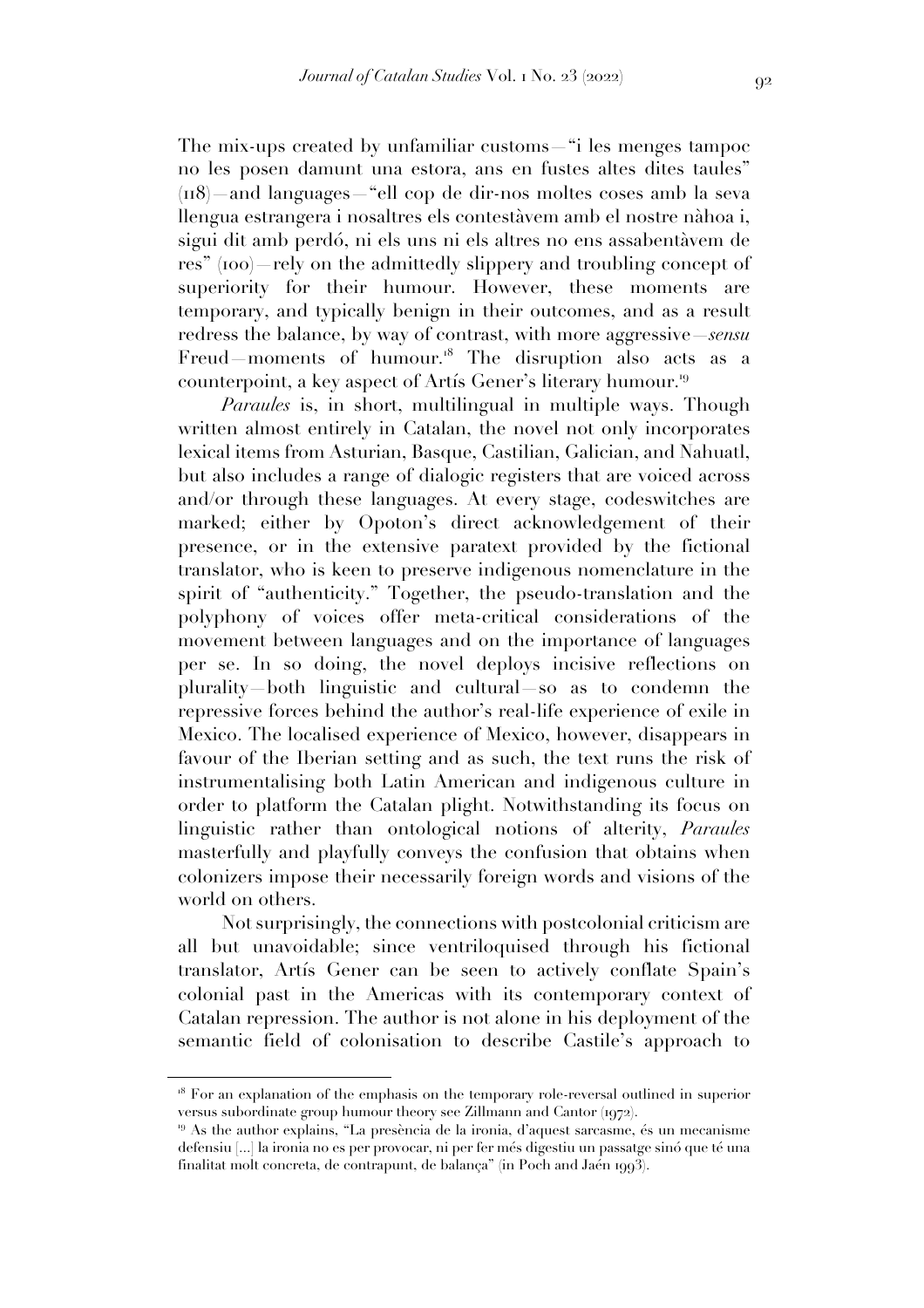The mix-ups created by unfamiliar customs—"i les menges tampoc no les posen damunt una estora, ans en fustes altes dites taules" (118)—and languages—"ell cop de dir-nos moltes coses amb la seva llengua estrangera i nosaltres els contestàvem amb el nostre nàhoa i, sigui dit amb perdó, ni els uns ni els altres no ens assabentàvem de res" (100)—rely on the admittedly slippery and troubling concept of superiority for their humour. However, these moments are temporary, and typically benign in their outcomes, and as a result redress the balance, by way of contrast, with more aggressive—*sensu* Freud—moments of humour.[18] The disruption also acts as a counterpoint, a key aspect of Artís Gener's literary humour.[19]

*Paraules* is, in short, multilingual in multiple ways. Though written almost entirely in Catalan, the novel not only incorporates lexical items from Asturian, Basque, Castilian, Galician, and Nahuatl, but also includes a range of dialogic registers that are voiced across and/or through these languages. At every stage, codeswitches are marked; either by Opoton's direct acknowledgement of their presence, or in the extensive paratext provided by the fictional translator, who is keen to preserve indigenous nomenclature in the spirit of "authenticity." Together, the pseudo-translation and the polyphony of voices offer meta-critical considerations of the movement between languages and on the importance of languages per se. In so doing, the novel deploys incisive reflections on plurality—both linguistic and cultural—so as to condemn the repressive forces behind the author's real-life experience of exile in Mexico. The localised experience of Mexico, however, disappears in favour of the Iberian setting and as such, the text runs the risk of instrumentalising both Latin American and indigenous culture in order to platform the Catalan plight. Notwithstanding its focus on linguistic rather than ontological notions of alterity, *Paraules* masterfully and playfully conveys the confusion that obtains when colonizers impose their necessarily foreign words and visions of the world on others.

Not surprisingly, the connections with postcolonial criticism are all but unavoidable; since ventriloquised through his fictional translator, Artís Gener can be seen to actively conflate Spain's colonial past in the Americas with its contemporary context of Catalan repression. The author is not alone in his deployment of the semantic field of colonisation to describe Castile's approach to

---

[18] For an explanation of the emphasis on the temporary role-reversal outlined in superior versus subordinate group humour theory see Zillmann and Cantor (1972).

[19] As the author explains, "La presència de la ironia, d'aquest sarcasme, és un mecanisme defensiu [...] la ironia no es per provocar, ni per fer més digestiu un passatge sinó que té una finalitat molt concreta, de contrapunt, de balança" (in Poch and Jaén 1993).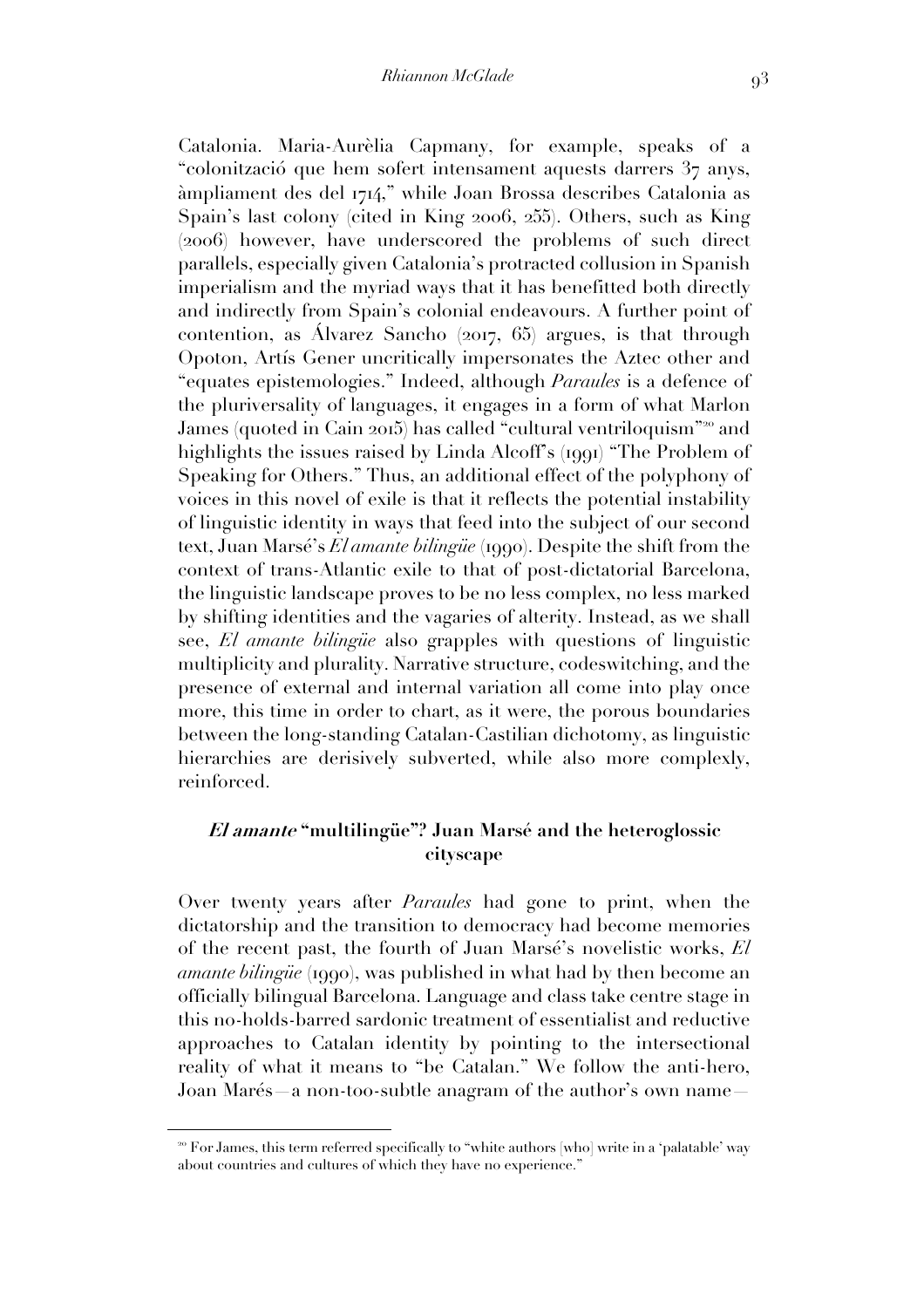Catalonia. Maria-Aurèlia Capmany, for example, speaks of a "colonització que hem sofert intensament aquests darrers 37 anys, àmpliament des del 1714," while Joan Brossa describes Catalonia as Spain's last colony (cited in King 2006, 255). Others, such as King (2006) however, have underscored the problems of such direct parallels, especially given Catalonia's protracted collusion in Spanish imperialism and the myriad ways that it has benefitted both directly and indirectly from Spain's colonial endeavours. A further point of contention, as Álvarez Sancho (2017, 65) argues, is that through Opoton, Artís Gener uncritically impersonates the Aztec other and "equates epistemologies." Indeed, although *Paraules* is a defence of the pluriversality of languages, it engages in a form of what Marlon James (quoted in Cain 2015) has called "cultural ventriloquism"[20] and highlights the issues raised by Linda Alcoff's (1991) "The Problem of Speaking for Others." Thus, an additional effect of the polyphony of voices in this novel of exile is that it reflects the potential instability of linguistic identity in ways that feed into the subject of our second text, Juan Marsé's *El amante bilingüe* (1990). Despite the shift from the context of trans-Atlantic exile to that of post-dictatorial Barcelona, the linguistic landscape proves to be no less complex, no less marked by shifting identities and the vagaries of alterity. Instead, as we shall see, *El amante bilingüe* also grapples with questions of linguistic multiplicity and plurality. Narrative structure, codeswitching, and the presence of external and internal variation all come into play once more, this time in order to chart, as it were, the porous boundaries between the long-standing Catalan-Castilian dichotomy, as linguistic hierarchies are derisively subverted, while also more complexly, reinforced.

## ***El amante* "multilingüe"? Juan Marsé and the heteroglossic cityscape**

Over twenty years after *Paraules* had gone to print, when the dictatorship and the transition to democracy had become memories of the recent past, the fourth of Juan Marsé's novelistic works, *El amante bilingüe* (1990), was published in what had by then become an officially bilingual Barcelona. Language and class take centre stage in this no-holds-barred sardonic treatment of essentialist and reductive approaches to Catalan identity by pointing to the intersectional reality of what it means to "be Catalan." We follow the anti-hero, Joan Marés—a non-too-subtle anagram of the author's own name—

[20] For James, this term referred specifically to "white authors [who] write in a 'palatable' way about countries and cultures of which they have no experience."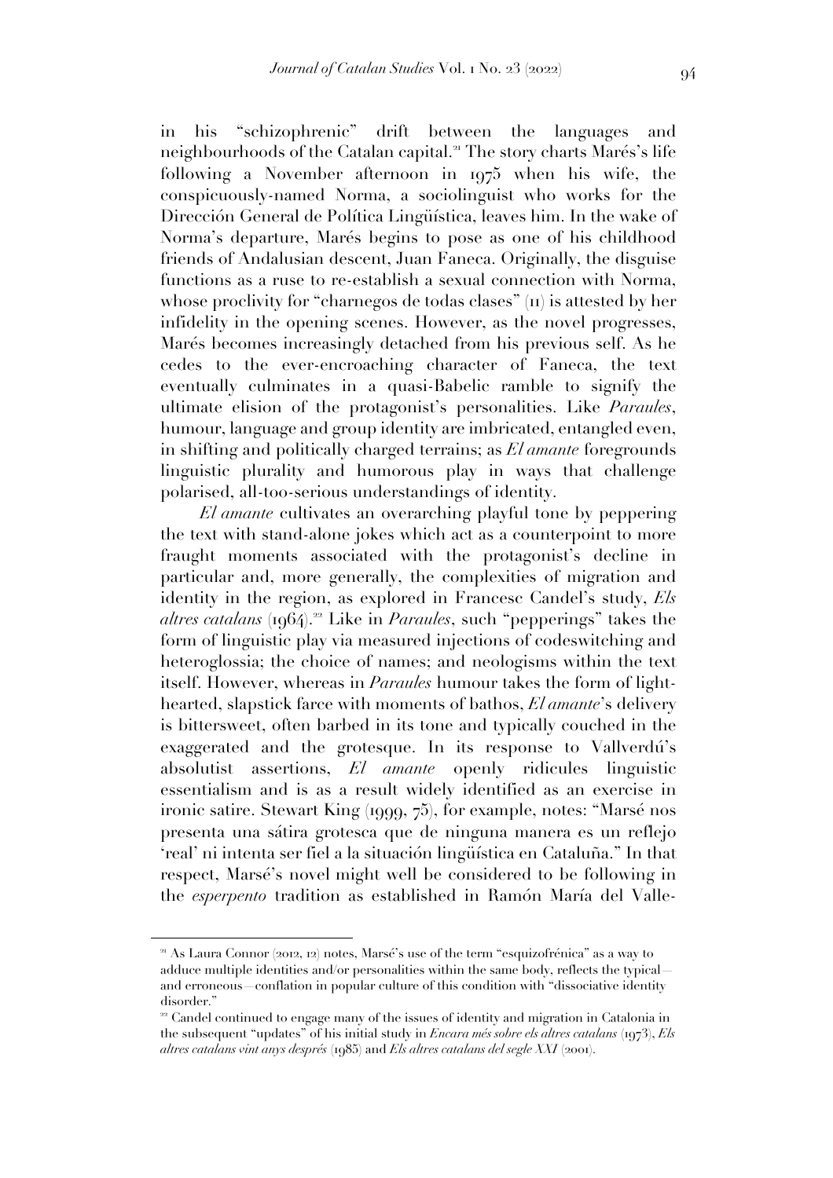in his "schizophrenic" drift between the languages and neighbourhoods of the Catalan capital.[21] The story charts Marés's life following a November afternoon in 1975 when his wife, the conspicuously-named Norma, a sociolinguist who works for the Dirección General de Política Lingüística, leaves him. In the wake of Norma's departure, Marés begins to pose as one of his childhood friends of Andalusian descent, Juan Faneca. Originally, the disguise functions as a ruse to re-establish a sexual connection with Norma, whose proclivity for "charnegos de todas clases" (11) is attested by her infidelity in the opening scenes. However, as the novel progresses, Marés becomes increasingly detached from his previous self. As he cedes to the ever-encroaching character of Faneca, the text eventually culminates in a quasi-Babelic ramble to signify the ultimate elision of the protagonist's personalities. Like *Paraules*, humour, language and group identity are imbricated, entangled even, in shifting and politically charged terrains; as *El amante* foregrounds linguistic plurality and humorous play in ways that challenge polarised, all-too-serious understandings of identity.

*El amante* cultivates an overarching playful tone by peppering the text with stand-alone jokes which act as a counterpoint to more fraught moments associated with the protagonist's decline in particular and, more generally, the complexities of migration and identity in the region, as explored in Francesc Candel's study, *Els altres catalans* (1964).[22] Like in *Paraules*, such "pepperings" takes the form of linguistic play via measured injections of codeswitching and heteroglossia; the choice of names; and neologisms within the text itself. However, whereas in *Paraules* humour takes the form of light-hearted, slapstick farce with moments of bathos, *El amante*'s delivery is bittersweet, often barbed in its tone and typically couched in the exaggerated and the grotesque. In its response to Vallverdú's absolutist assertions, *El amante* openly ridicules linguistic essentialism and is as a result widely identified as an exercise in ironic satire. Stewart King (1999, 75), for example, notes: "Marsé nos presenta una sátira grotesca que de ninguna manera es un reflejo 'real' ni intenta ser fiel a la situación lingüística en Cataluña." In that respect, Marsé's novel might well be considered to be following in the *esperpento* tradition as established in Ramón María del Valle-

---

[21] As Laura Connor (2012, 12) notes, Marsé's use of the term "esquizofrénica" as a way to adduce multiple identities and/or personalities within the same body, reflects the typical—and erroneous—conflation in popular culture of this condition with "dissociative identity disorder."

[22] Candel continued to engage many of the issues of identity and migration in Catalonia in the subsequent "updates" of his initial study in *Encara més sobre els altres catalans* (1973), *Els altres catalans vint anys després* (1985) and *Els altres catalans del segle XXI* (2001).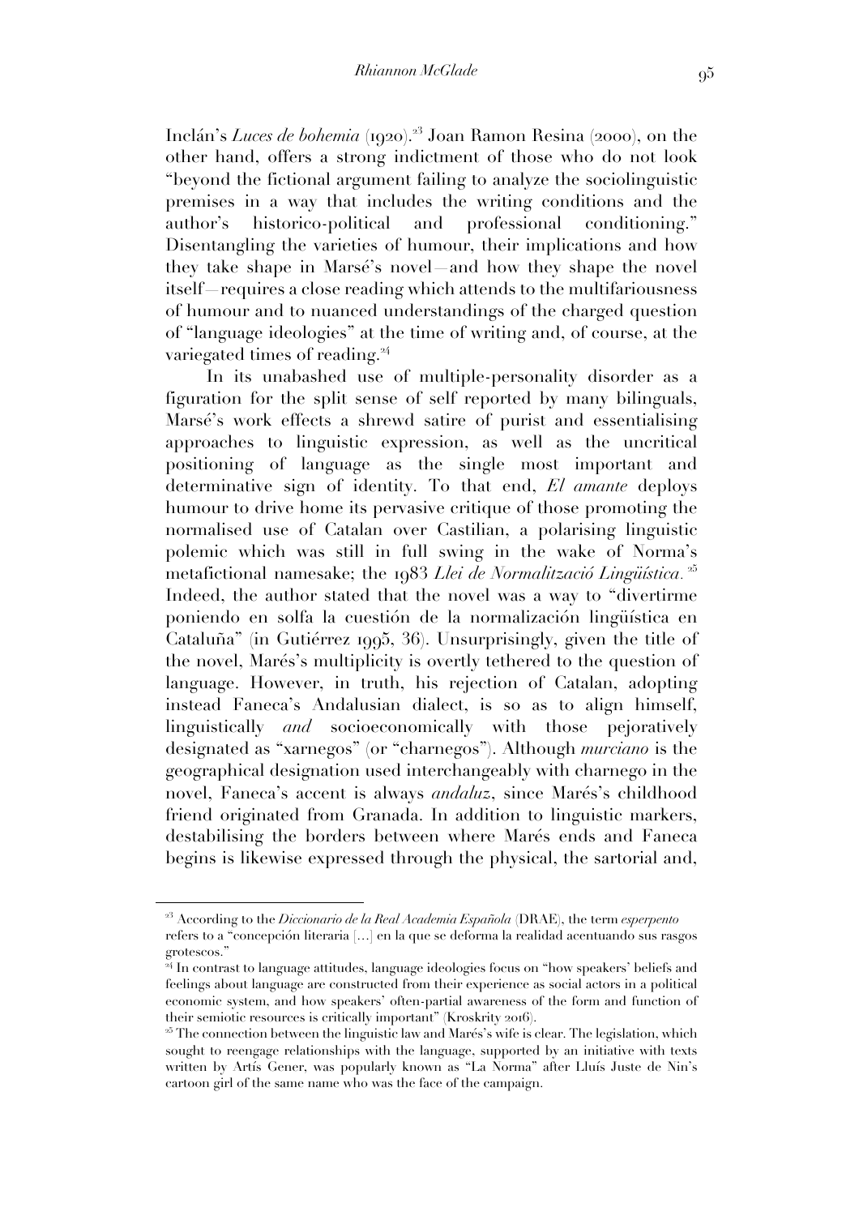Inclán's *Luces de bohemia* (1920).[23] Joan Ramon Resina (2000), on the other hand, offers a strong indictment of those who do not look "beyond the fictional argument failing to analyze the sociolinguistic premises in a way that includes the writing conditions and the author's historico-political and professional conditioning." Disentangling the varieties of humour, their implications and how they take shape in Marsé's novel—and how they shape the novel itself—requires a close reading which attends to the multifariousness of humour and to nuanced understandings of the charged question of "language ideologies" at the time of writing and, of course, at the variegated times of reading.[24]

In its unabashed use of multiple-personality disorder as a figuration for the split sense of self reported by many bilinguals, Marsé's work effects a shrewd satire of purist and essentialising approaches to linguistic expression, as well as the uncritical positioning of language as the single most important and determinative sign of identity. To that end, *El amante* deploys humour to drive home its pervasive critique of those promoting the normalised use of Catalan over Castilian, a polarising linguistic polemic which was still in full swing in the wake of Norma's metafictional namesake; the 1983 *Llei de Normalització Lingüística.*[25] Indeed, the author stated that the novel was a way to "divertirme poniendo en solfa la cuestión de la normalización lingüística en Cataluña" (in Gutiérrez 1995, 36). Unsurprisingly, given the title of the novel, Marés's multiplicity is overtly tethered to the question of language. However, in truth, his rejection of Catalan, adopting instead Faneca's Andalusian dialect, is so as to align himself, linguistically *and* socioeconomically with those pejoratively designated as "xarnegos" (or "charnegos"). Although *murciano* is the geographical designation used interchangeably with charnego in the novel, Faneca's accent is always *andaluz*, since Marés's childhood friend originated from Granada. In addition to linguistic markers, destabilising the borders between where Marés ends and Faneca begins is likewise expressed through the physical, the sartorial and,

---

[23] According to the *Diccionario de la Real Academia Española* (DRAE), the term *esperpento* refers to a "concepción literaria [...] en la que se deforma la realidad acentuando sus rasgos grotescos."

[24] In contrast to language attitudes, language ideologies focus on "how speakers' beliefs and feelings about language are constructed from their experience as social actors in a political economic system, and how speakers' often-partial awareness of the form and function of their semiotic resources is critically important" (Kroskrity 2016).

[25] The connection between the linguistic law and Marés's wife is clear. The legislation, which sought to reengage relationships with the language, supported by an initiative with texts written by Artís Gener, was popularly known as "La Norma" after Lluís Juste de Nin's cartoon girl of the same name who was the face of the campaign.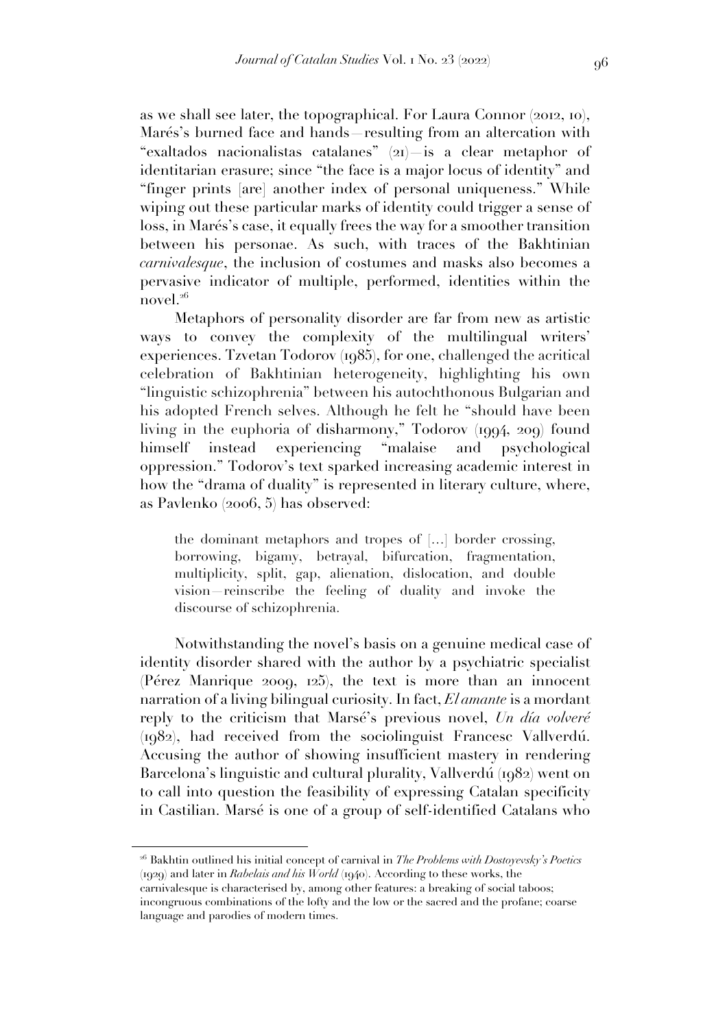as we shall see later, the topographical. For Laura Connor (2012, 10), Marés's burned face and hands—resulting from an altercation with "exaltados nacionalistas catalanes" (21)—is a clear metaphor of identitarian erasure; since "the face is a major locus of identity" and "finger prints [are] another index of personal uniqueness." While wiping out these particular marks of identity could trigger a sense of loss, in Marés's case, it equally frees the way for a smoother transition between his personae. As such, with traces of the Bakhtinian *carnivalesque*, the inclusion of costumes and masks also becomes a pervasive indicator of multiple, performed, identities within the novel.[26]

Metaphors of personality disorder are far from new as artistic ways to convey the complexity of the multilingual writers' experiences. Tzvetan Todorov (1985), for one, challenged the acritical celebration of Bakhtinian heterogeneity, highlighting his own "linguistic schizophrenia" between his autochthonous Bulgarian and his adopted French selves. Although he felt he "should have been living in the euphoria of disharmony," Todorov (1994, 209) found himself instead experiencing "malaise and psychological oppression." Todorov's text sparked increasing academic interest in how the "drama of duality" is represented in literary culture, where, as Pavlenko (2006, 5) has observed:

> the dominant metaphors and tropes of [...] border crossing, borrowing, bigamy, betrayal, bifurcation, fragmentation, multiplicity, split, gap, alienation, dislocation, and double vision—reinscribe the feeling of duality and invoke the discourse of schizophrenia.

Notwithstanding the novel's basis on a genuine medical case of identity disorder shared with the author by a psychiatric specialist (Pérez Manrique 2009, 125), the text is more than an innocent narration of a living bilingual curiosity. In fact, *El amante* is a mordant reply to the criticism that Marsé's previous novel, *Un día volveré* (1982), had received from the sociolinguist Francesc Vallverdú. Accusing the author of showing insufficient mastery in rendering Barcelona's linguistic and cultural plurality, Vallverdú (1982) went on to call into question the feasibility of expressing Catalan specificity in Castilian. Marsé is one of a group of self-identified Catalans who

---

[26] Bakhtin outlined his initial concept of carnival in *The Problems with Dostoyevsky's Poetics* (1929) and later in *Rabelais and his World* (1940). According to these works, the carnivalesque is characterised by, among other features: a breaking of social taboos; incongruous combinations of the lofty and the low or the sacred and the profane; coarse language and parodies of modern times.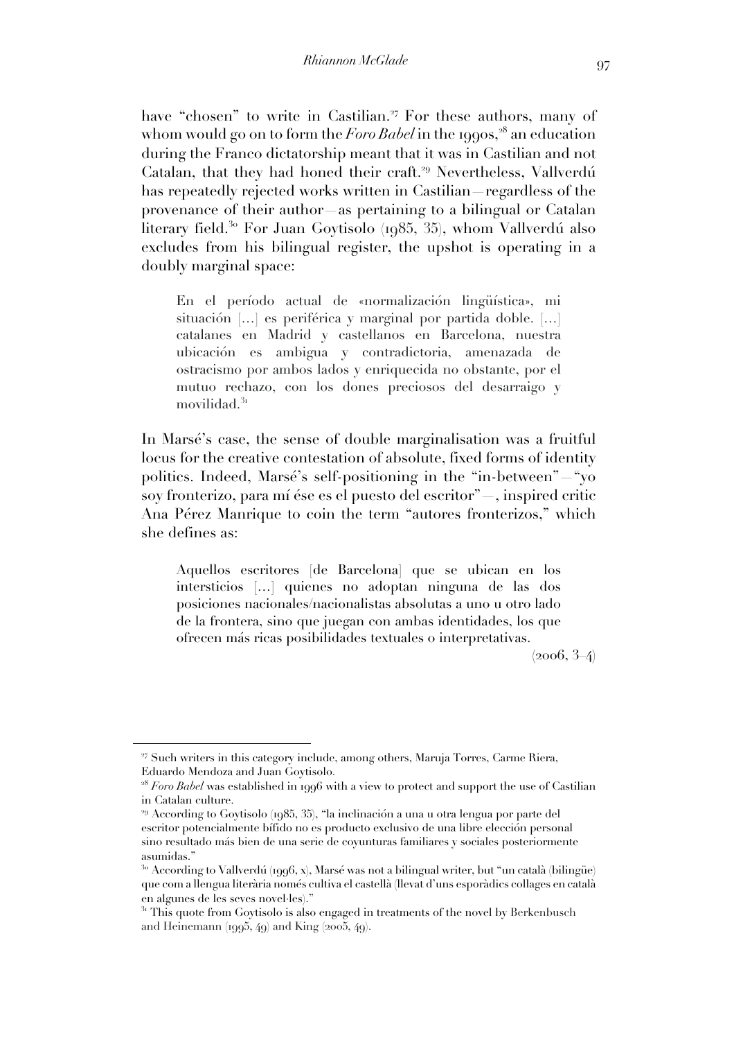have "chosen" to write in Castilian.[27] For these authors, many of whom would go on to form the *Foro Babel* in the 1990s,[28] an education during the Franco dictatorship meant that it was in Castilian and not Catalan, that they had honed their craft.[29] Nevertheless, Vallverdú has repeatedly rejected works written in Castilian—regardless of the provenance of their author—as pertaining to a bilingual or Catalan literary field.[30] For Juan Goytisolo (1985, 35), whom Vallverdú also excludes from his bilingual register, the upshot is operating in a doubly marginal space:

> En el período actual de «normalización lingüística», mi situación [...] es periférica y marginal por partida doble. [...] catalanes en Madrid y castellanos en Barcelona, nuestra ubicación es ambigua y contradictoria, amenazada de ostracismo por ambos lados y enriquecida no obstante, por el mutuo rechazo, con los dones preciosos del desarraigo y movilidad.[31]

In Marsé's case, the sense of double marginalisation was a fruitful locus for the creative contestation of absolute, fixed forms of identity politics. Indeed, Marsé's self-positioning in the "in-between"—"yo soy fronterizo, para mí ése es el puesto del escritor"—, inspired critic Ana Pérez Manrique to coin the term "autores fronterizos," which she defines as:

> Aquellos escritores [de Barcelona] que se ubican en los intersticios [...] quienes no adoptan ninguna de las dos posiciones nacionales/nacionalistas absolutas a uno u otro lado de la frontera, sino que juegan con ambas identidades, los que ofrecen más ricas posibilidades textuales o interpretativas.
>
> (2006, 3–4)

---

[27] Such writers in this category include, among others, Maruja Torres, Carme Riera, Eduardo Mendoza and Juan Goytisolo.

[28] *Foro Babel* was established in 1996 with a view to protect and support the use of Castilian in Catalan culture.

[29] According to Goytisolo (1985, 35), "la inclinación a una u otra lengua por parte del escritor potencialmente bífido no es producto exclusivo de una libre elección personal sino resultado más bien de una serie de coyunturas familiares y sociales posteriormente asumidas."

[30] According to Vallverdú (1996, x), Marsé was not a bilingual writer, but "un català (bilingüe) que com a llengua literària només cultiva el castellà (llevat d'uns esporàdics collages en català en algunes de les seves novel·les)."

[31] This quote from Goytisolo is also engaged in treatments of the novel by Berkenbusch and Heinemann (1995, 49) and King (2005, 49).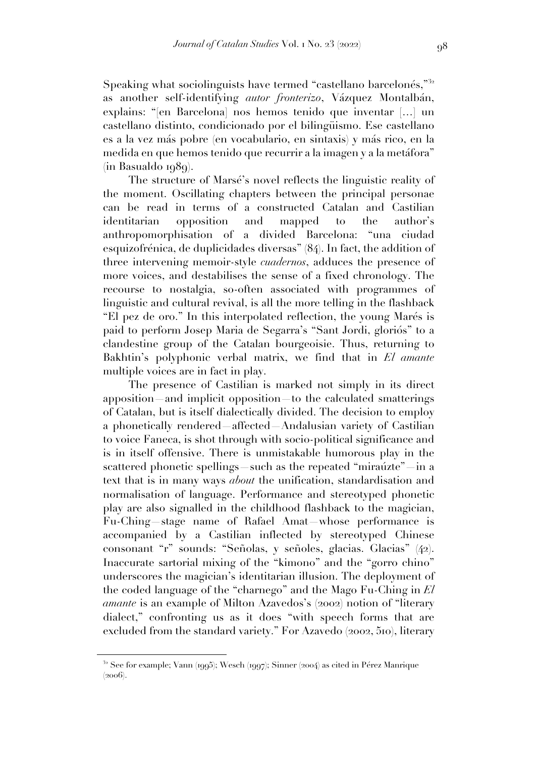Speaking what sociolinguists have termed "castellano barcelonés,"[32] as another self-identifying *autor fronterizo*, Vázquez Montalbán, explains: "[en Barcelona] nos hemos tenido que inventar [...] un castellano distinto, condicionado por el bilingüismo. Ese castellano es a la vez más pobre (en vocabulario, en sintaxis) y más rico, en la medida en que hemos tenido que recurrir a la imagen y a la metáfora" (in Basualdo 1989).

The structure of Marsé's novel reflects the linguistic reality of the moment. Oscillating chapters between the principal personae can be read in terms of a constructed Catalan and Castilian identitarian opposition and mapped to the author's anthropomorphisation of a divided Barcelona: "una ciudad esquizofrénica, de duplicidades diversas" (84). In fact, the addition of three intervening memoir-style *cuadernos*, adduces the presence of more voices, and destabilises the sense of a fixed chronology. The recourse to nostalgia, so-often associated with programmes of linguistic and cultural revival, is all the more telling in the flashback "El pez de oro." In this interpolated reflection, the young Marés is paid to perform Josep Maria de Segarra's "Sant Jordi, gloriós" to a clandestine group of the Catalan bourgeoisie. Thus, returning to Bakhtin's polyphonic verbal matrix, we find that in *El amante* multiple voices are in fact in play.

The presence of Castilian is marked not simply in its direct apposition—and implicit opposition—to the calculated smatterings of Catalan, but is itself dialectically divided. The decision to employ a phonetically rendered—affected—Andalusian variety of Castilian to voice Faneca, is shot through with socio-political significance and is in itself offensive. There is unmistakable humorous play in the scattered phonetic spellings—such as the repeated "miraúzte"—in a text that is in many ways *about* the unification, standardisation and normalisation of language. Performance and stereotyped phonetic play are also signalled in the childhood flashback to the magician, Fu-Ching—stage name of Rafael Amat—whose performance is accompanied by a Castilian inflected by stereotyped Chinese consonant "r" sounds: "Señolas, y señoles, glacias. Glacias" (42). Inaccurate sartorial mixing of the "kimono" and the "gorro chino" underscores the magician's identitarian illusion. The deployment of the coded language of the "charnego" and the Mago Fu-Ching in *El amante* is an example of Milton Azavedos's (2002) notion of "literary dialect," confronting us as it does "with speech forms that are excluded from the standard variety." For Azavedo (2002, 510), literary

---

[32] See for example; Vann (1995); Wesch (1997); Sinner (2004) as cited in Pérez Manrique (2006).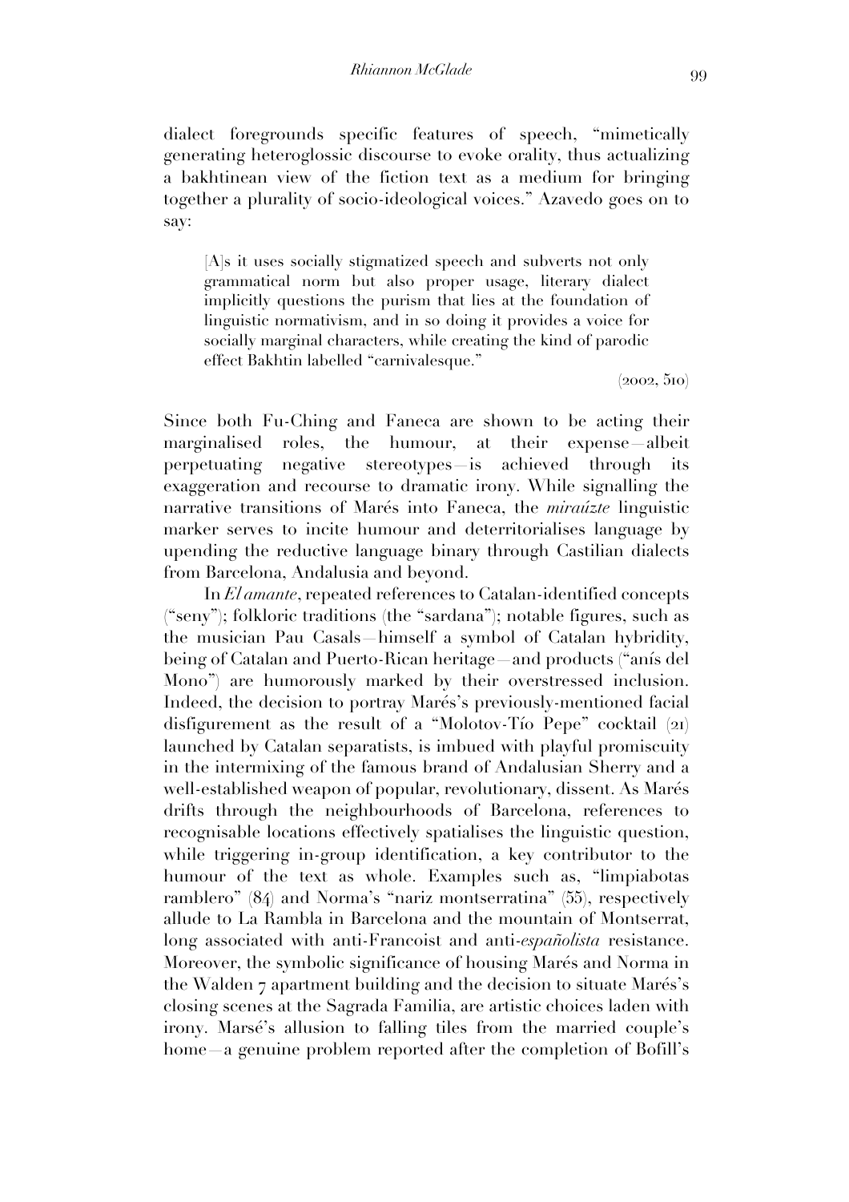dialect foregrounds specific features of speech, "mimetically generating heteroglossic discourse to evoke orality, thus actualizing a bakhtinean view of the fiction text as a medium for bringing together a plurality of socio-ideological voices." Azavedo goes on to say:

> [A]s it uses socially stigmatized speech and subverts not only grammatical norm but also proper usage, literary dialect implicitly questions the purism that lies at the foundation of linguistic normativism, and in so doing it provides a voice for socially marginal characters, while creating the kind of parodic effect Bakhtin labelled "carnivalesque."
>
> (2002, 510)

Since both Fu-Ching and Faneca are shown to be acting their marginalised roles, the humour, at their expense—albeit perpetuating negative stereotypes—is achieved through its exaggeration and recourse to dramatic irony. While signalling the narrative transitions of Marés into Faneca, the *miraúzte* linguistic marker serves to incite humour and deterritorialises language by upending the reductive language binary through Castilian dialects from Barcelona, Andalusia and beyond.

In *El amante*, repeated references to Catalan-identified concepts ("seny"); folkloric traditions (the "sardana"); notable figures, such as the musician Pau Casals—himself a symbol of Catalan hybridity, being of Catalan and Puerto-Rican heritage—and products ("anís del Mono") are humorously marked by their overstressed inclusion. Indeed, the decision to portray Marés's previously-mentioned facial disfigurement as the result of a "Molotov-Tío Pepe" cocktail (21) launched by Catalan separatists, is imbued with playful promiscuity in the intermixing of the famous brand of Andalusian Sherry and a well-established weapon of popular, revolutionary, dissent. As Marés drifts through the neighbourhoods of Barcelona, references to recognisable locations effectively spatialises the linguistic question, while triggering in-group identification, a key contributor to the humour of the text as whole. Examples such as, "limpiabotas ramblero" (84) and Norma's "nariz montserratina" (55), respectively allude to La Rambla in Barcelona and the mountain of Montserrat, long associated with anti-Francoist and anti-*españolista* resistance. Moreover, the symbolic significance of housing Marés and Norma in the Walden 7 apartment building and the decision to situate Marés's closing scenes at the Sagrada Familia, are artistic choices laden with irony. Marsé's allusion to falling tiles from the married couple's home—a genuine problem reported after the completion of Bofill's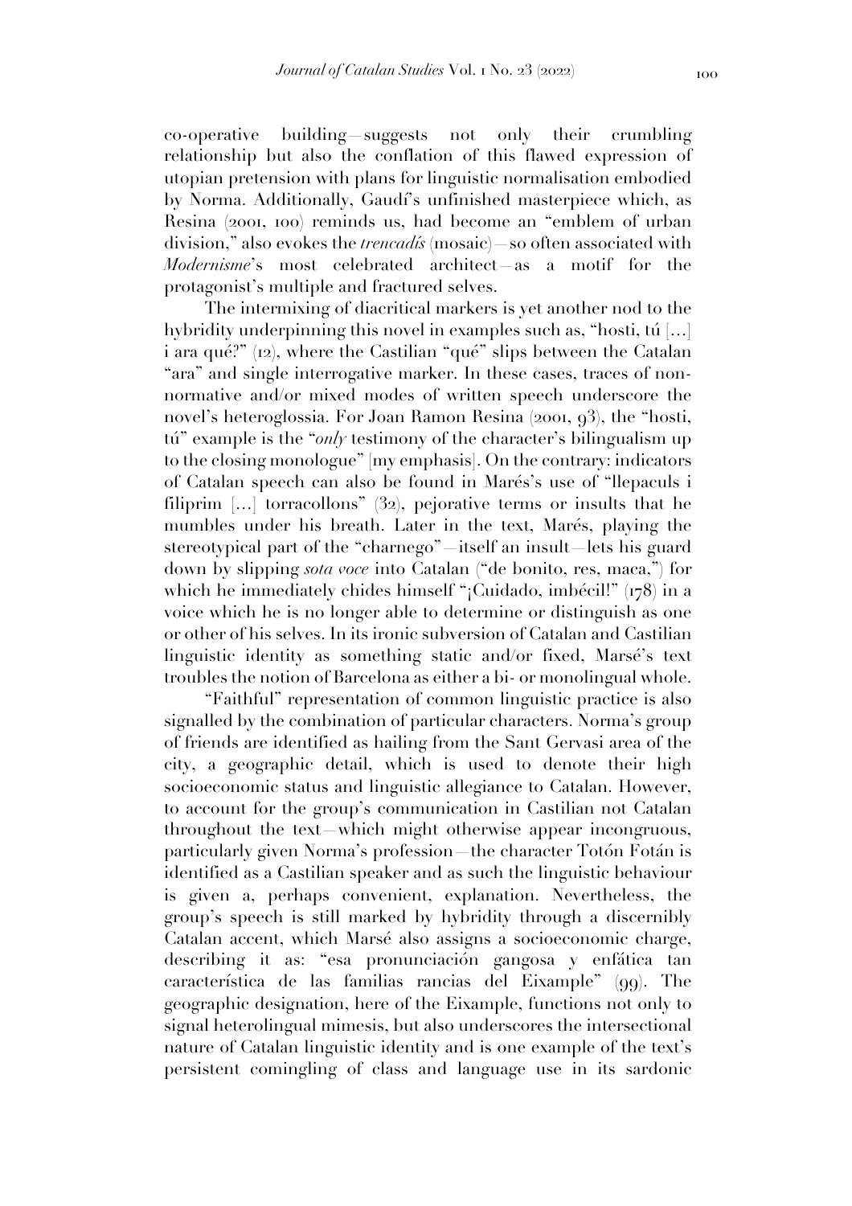co-operative building—suggests not only their crumbling relationship but also the conflation of this flawed expression of utopian pretension with plans for linguistic normalisation embodied by Norma. Additionally, Gaudí's unfinished masterpiece which, as Resina (2001, 100) reminds us, had become an "emblem of urban division," also evokes the *trencadís* (mosaic)—so often associated with *Modernisme*'s most celebrated architect—as a motif for the protagonist's multiple and fractured selves.

The intermixing of diacritical markers is yet another nod to the hybridity underpinning this novel in examples such as, "hosti, tú [...] i ara qué?" (12), where the Castilian "qué" slips between the Catalan "ara" and single interrogative marker. In these cases, traces of non-normative and/or mixed modes of written speech underscore the novel's heteroglossia. For Joan Ramon Resina (2001, 93), the "hosti, tú" example is the "*only* testimony of the character's bilingualism up to the closing monologue" [my emphasis]. On the contrary: indicators of Catalan speech can also be found in Marés's use of "llepaculs i filiprim [...] torracollons" (32), pejorative terms or insults that he mumbles under his breath. Later in the text, Marés, playing the stereotypical part of the "charnego"—itself an insult—lets his guard down by slipping *sota voce* into Catalan ("de bonito, res, maca,") for which he immediately chides himself "¡Cuidado, imbécil!" (178) in a voice which he is no longer able to determine or distinguish as one or other of his selves. In its ironic subversion of Catalan and Castilian linguistic identity as something static and/or fixed, Marsé's text troubles the notion of Barcelona as either a bi- or monolingual whole.

"Faithful" representation of common linguistic practice is also signalled by the combination of particular characters. Norma's group of friends are identified as hailing from the Sant Gervasi area of the city, a geographic detail, which is used to denote their high socioeconomic status and linguistic allegiance to Catalan. However, to account for the group's communication in Castilian not Catalan throughout the text—which might otherwise appear incongruous, particularly given Norma's profession—the character Totón Fotán is identified as a Castilian speaker and as such the linguistic behaviour is given a, perhaps convenient, explanation. Nevertheless, the group's speech is still marked by hybridity through a discernibly Catalan accent, which Marsé also assigns a socioeconomic charge, describing it as: "esa pronunciación gangosa y enfática tan característica de las familias rancias del Eixample" (99). The geographic designation, here of the Eixample, functions not only to signal heterolingual mimesis, but also underscores the intersectional nature of Catalan linguistic identity and is one example of the text's persistent comingling of class and language use in its sardonic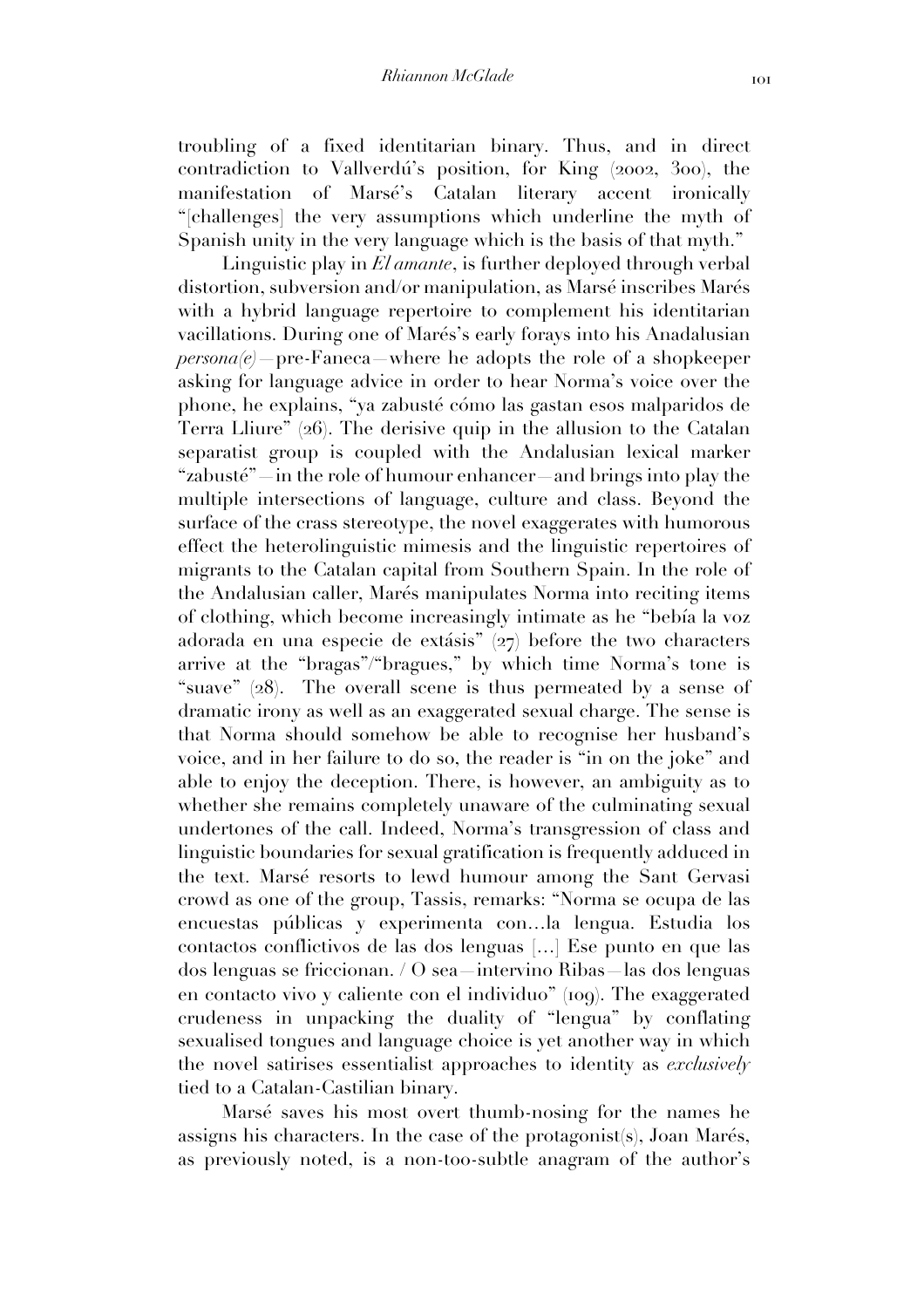troubling of a fixed identitarian binary. Thus, and in direct contradiction to Vallverdú's position, for King (2002, 300), the manifestation of Marsé's Catalan literary accent ironically "[challenges] the very assumptions which underline the myth of Spanish unity in the very language which is the basis of that myth."

Linguistic play in *El amante*, is further deployed through verbal distortion, subversion and/or manipulation, as Marsé inscribes Marés with a hybrid language repertoire to complement his identitarian vacillations. During one of Marés's early forays into his Anadalusian *persona(e)*—pre-Faneca—where he adopts the role of a shopkeeper asking for language advice in order to hear Norma's voice over the phone, he explains, "ya zabusté cómo las gastan esos malparidos de Terra Lliure" (26). The derisive quip in the allusion to the Catalan separatist group is coupled with the Andalusian lexical marker "zabusté"—in the role of humour enhancer—and brings into play the multiple intersections of language, culture and class. Beyond the surface of the crass stereotype, the novel exaggerates with humorous effect the heterolinguistic mimesis and the linguistic repertoires of migrants to the Catalan capital from Southern Spain. In the role of the Andalusian caller, Marés manipulates Norma into reciting items of clothing, which become increasingly intimate as he "bebía la voz adorada en una especie de extásis" (27) before the two characters arrive at the "bragas"/"bragues," by which time Norma's tone is "suave" (28). The overall scene is thus permeated by a sense of dramatic irony as well as an exaggerated sexual charge. The sense is that Norma should somehow be able to recognise her husband's voice, and in her failure to do so, the reader is "in on the joke" and able to enjoy the deception. There, is however, an ambiguity as to whether she remains completely unaware of the culminating sexual undertones of the call. Indeed, Norma's transgression of class and linguistic boundaries for sexual gratification is frequently adduced in the text. Marsé resorts to lewd humour among the Sant Gervasi crowd as one of the group, Tassis, remarks: "Norma se ocupa de las encuestas públicas y experimenta con…la lengua. Estudia los contactos conflictivos de las dos lenguas […] Ese punto en que las dos lenguas se friccionan. / O sea—intervino Ribas—las dos lenguas en contacto vivo y caliente con el individuo" (109). The exaggerated crudeness in unpacking the duality of "lengua" by conflating sexualised tongues and language choice is yet another way in which the novel satirises essentialist approaches to identity as *exclusively* tied to a Catalan-Castilian binary.

Marsé saves his most overt thumb-nosing for the names he assigns his characters. In the case of the protagonist(s), Joan Marés, as previously noted, is a non-too-subtle anagram of the author's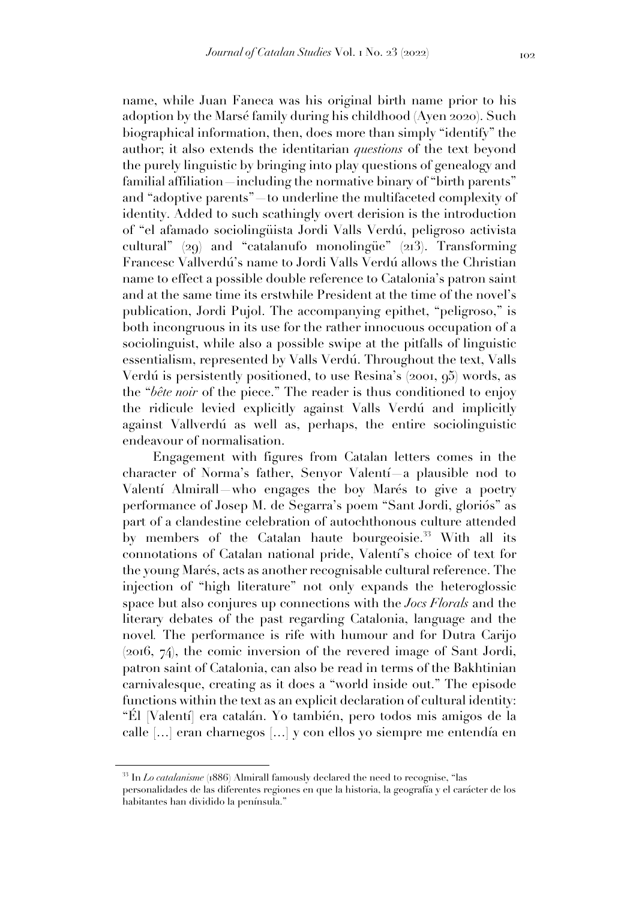name, while Juan Faneca was his original birth name prior to his adoption by the Marsé family during his childhood (Ayen 2020). Such biographical information, then, does more than simply "identify" the author; it also extends the identitarian *questions* of the text beyond the purely linguistic by bringing into play questions of genealogy and familial affiliation—including the normative binary of "birth parents" and "adoptive parents"—to underline the multifaceted complexity of identity. Added to such scathingly overt derision is the introduction of "el afamado sociolingüista Jordi Valls Verdú, peligroso activista cultural" (29) and "catalanufo monolingüe" (213). Transforming Francesc Vallverdú's name to Jordi Valls Verdú allows the Christian name to effect a possible double reference to Catalonia's patron saint and at the same time its erstwhile President at the time of the novel's publication, Jordi Pujol. The accompanying epithet, "peligroso," is both incongruous in its use for the rather innocuous occupation of a sociolinguist, while also a possible swipe at the pitfalls of linguistic essentialism, represented by Valls Verdú. Throughout the text, Valls Verdú is persistently positioned, to use Resina's (2001, 95) words, as the "*bête noir* of the piece." The reader is thus conditioned to enjoy the ridicule levied explicitly against Valls Verdú and implicitly against Vallverdú as well as, perhaps, the entire sociolinguistic endeavour of normalisation.

Engagement with figures from Catalan letters comes in the character of Norma's father, Senyor Valentí—a plausible nod to Valentí Almirall—who engages the boy Marés to give a poetry performance of Josep M. de Segarra's poem "Sant Jordi, gloriós" as part of a clandestine celebration of autochthonous culture attended by members of the Catalan haute bourgeoisie.[33] With all its connotations of Catalan national pride, Valentí's choice of text for the young Marés, acts as another recognisable cultural reference. The injection of "high literature" not only expands the heteroglossic space but also conjures up connections with the *Jocs Florals* and the literary debates of the past regarding Catalonia, language and the novel. The performance is rife with humour and for Dutra Carijo (2016, 74), the comic inversion of the revered image of Sant Jordi, patron saint of Catalonia, can also be read in terms of the Bakhtinian carnivalesque, creating as it does a "world inside out." The episode functions within the text as an explicit declaration of cultural identity: "Él [Valentí] era catalán. Yo también, pero todos mis amigos de la calle [...] eran charnegos [...] y con ellos yo siempre me entendía en

[33] In *Lo catalanisme* (1886) Almirall famously declared the need to recognise, "las personalidades de las diferentes regiones en que la historia, la geografía y el carácter de los habitantes han dividido la península."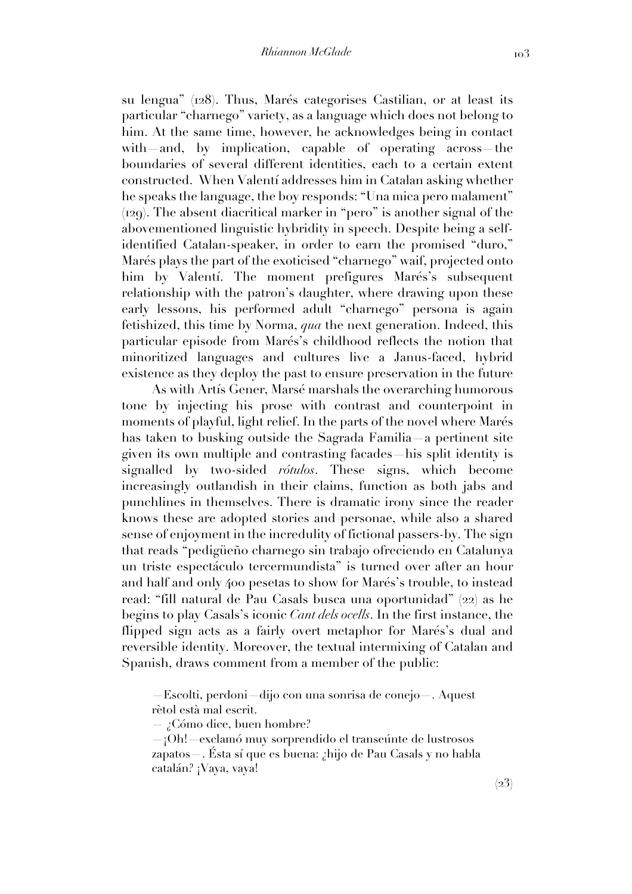su lengua" (128). Thus, Marés categorises Castilian, or at least its particular "charnego" variety, as a language which does not belong to him. At the same time, however, he acknowledges being in contact with—and, by implication, capable of operating across—the boundaries of several different identities, each to a certain extent constructed. When Valentí addresses him in Catalan asking whether he speaks the language, the boy responds: "Una mica pero malament" (129). The absent diacritical marker in "pero" is another signal of the abovementioned linguistic hybridity in speech. Despite being a self-identified Catalan-speaker, in order to earn the promised "duro," Marés plays the part of the exoticised "charnego" waif, projected onto him by Valentí. The moment prefigures Marés's subsequent relationship with the patron's daughter, where drawing upon these early lessons, his performed adult "charnego" persona is again fetishized, this time by Norma, *qua* the next generation. Indeed, this particular episode from Marés's childhood reflects the notion that minoritized languages and cultures live a Janus-faced, hybrid existence as they deploy the past to ensure preservation in the future

As with Artís Gener, Marsé marshals the overarching humorous tone by injecting his prose with contrast and counterpoint in moments of playful, light relief. In the parts of the novel where Marés has taken to busking outside the Sagrada Familia—a pertinent site given its own multiple and contrasting facades—his split identity is signalled by two-sided *rótulos*. These signs, which become increasingly outlandish in their claims, function as both jabs and punchlines in themselves. There is dramatic irony since the reader knows these are adopted stories and personae, while also a shared sense of enjoyment in the incredulity of fictional passers-by. The sign that reads "pedigüeño charnego sin trabajo ofreciendo en Catalunya un triste espectáculo tercermundista" is turned over after an hour and half and only 400 pesetas to show for Marés's trouble, to instead read: "fill natural de Pau Casals busca una oportunidad" (22) as he begins to play Casals's iconic *Cant dels ocells*. In the first instance, the flipped sign acts as a fairly overt metaphor for Marés's dual and reversible identity. Moreover, the textual intermixing of Catalan and Spanish, draws comment from a member of the public:

> —Escolti, perdoni—dijo con una sonrisa de conejo—. Aquest rètol està mal escrit.
> — ¿Cómo dice, buen hombre?
> —¡Oh!—exclamó muy sorprendido el transeúnte de lustrosos zapatos—. Ésta sí que es buena: ¿hijo de Pau Casals y no habla catalán? ¡Vaya, vaya!
>
> (23)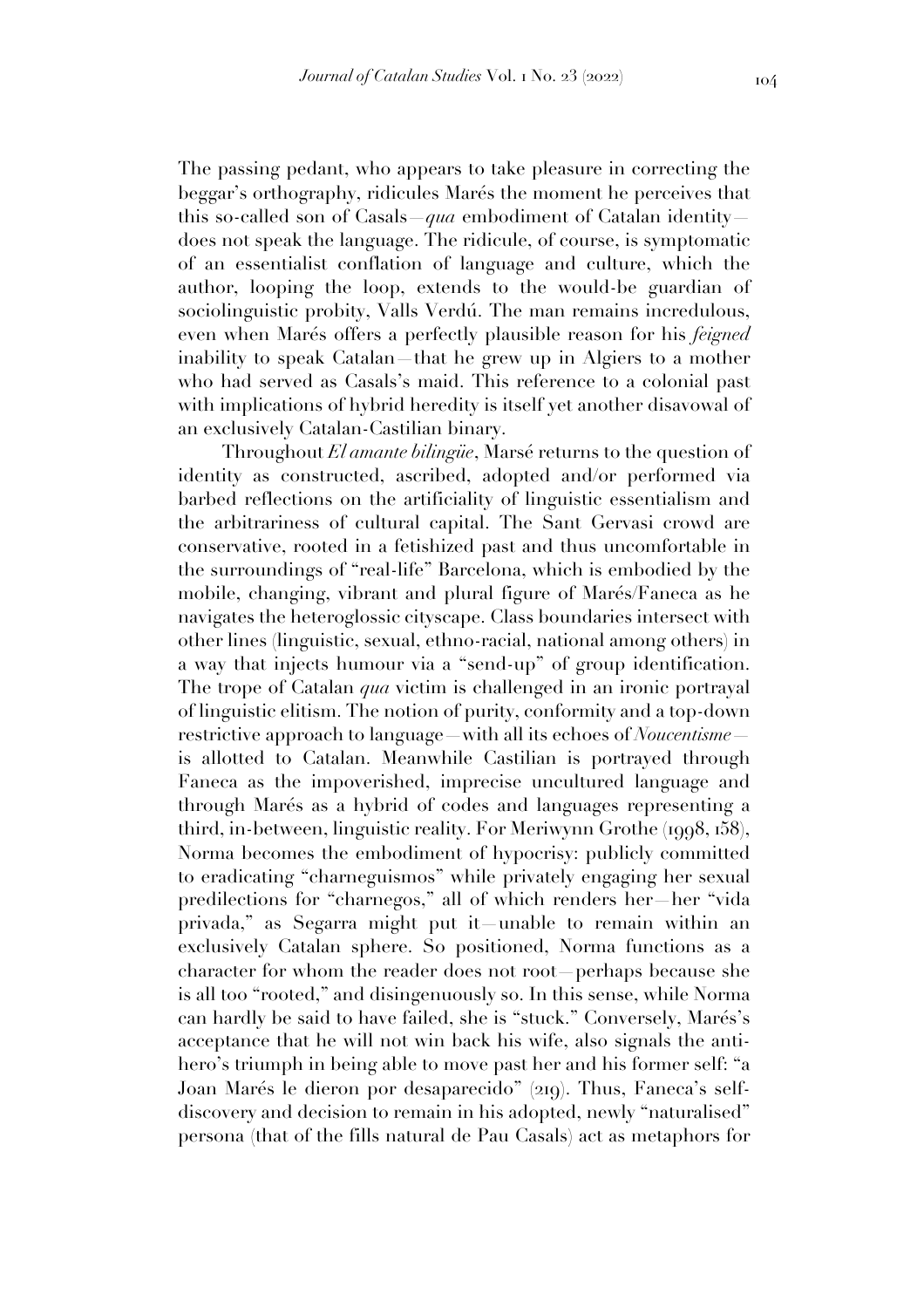The passing pedant, who appears to take pleasure in correcting the beggar's orthography, ridicules Marés the moment he perceives that this so-called son of Casals—*qua* embodiment of Catalan identity—does not speak the language. The ridicule, of course, is symptomatic of an essentialist conflation of language and culture, which the author, looping the loop, extends to the would-be guardian of sociolinguistic probity, Valls Verdú. The man remains incredulous, even when Marés offers a perfectly plausible reason for his *feigned* inability to speak Catalan—that he grew up in Algiers to a mother who had served as Casals's maid. This reference to a colonial past with implications of hybrid heredity is itself yet another disavowal of an exclusively Catalan-Castilian binary.

Throughout *El amante bilingüe*, Marsé returns to the question of identity as constructed, ascribed, adopted and/or performed via barbed reflections on the artificiality of linguistic essentialism and the arbitrariness of cultural capital. The Sant Gervasi crowd are conservative, rooted in a fetishized past and thus uncomfortable in the surroundings of "real-life" Barcelona, which is embodied by the mobile, changing, vibrant and plural figure of Marés/Faneca as he navigates the heteroglossic cityscape. Class boundaries intersect with other lines (linguistic, sexual, ethno-racial, national among others) in a way that injects humour via a "send-up" of group identification. The trope of Catalan *qua* victim is challenged in an ironic portrayal of linguistic elitism. The notion of purity, conformity and a top-down restrictive approach to language—with all its echoes of *Noucentisme*—is allotted to Catalan. Meanwhile Castilian is portrayed through Faneca as the impoverished, imprecise uncultured language and through Marés as a hybrid of codes and languages representing a third, in-between, linguistic reality. For Meriwynn Grothe (1998, 158), Norma becomes the embodiment of hypocrisy: publicly committed to eradicating "charneguismos" while privately engaging her sexual predilections for "charnegos," all of which renders her—her "vida privada," as Segarra might put it—unable to remain within an exclusively Catalan sphere. So positioned, Norma functions as a character for whom the reader does not root—perhaps because she is all too "rooted," and disingenuously so. In this sense, while Norma can hardly be said to have failed, she is "stuck." Conversely, Marés's acceptance that he will not win back his wife, also signals the anti-hero's triumph in being able to move past her and his former self: "a Joan Marés le dieron por desaparecido" (219). Thus, Faneca's self-discovery and decision to remain in his adopted, newly "naturalised" persona (that of the fills natural de Pau Casals) act as metaphors for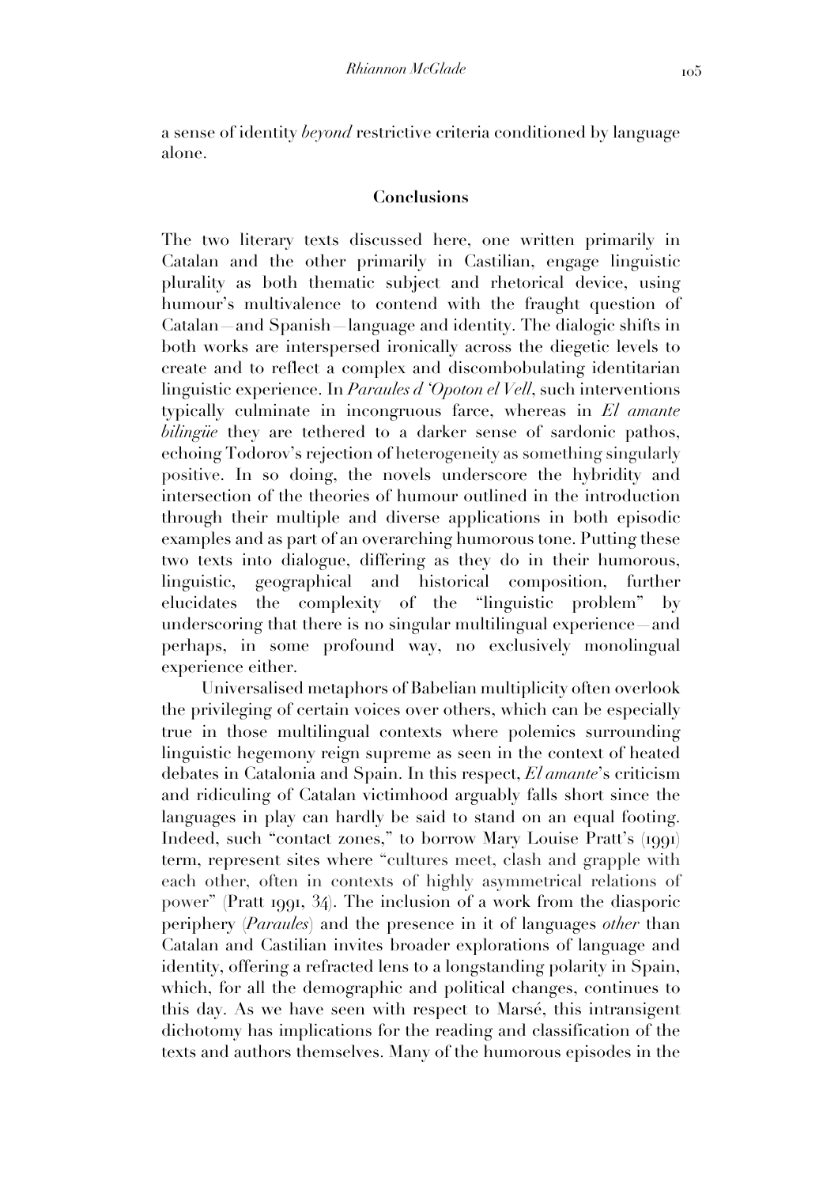a sense of identity *beyond* restrictive criteria conditioned by language alone.

## Conclusions

The two literary texts discussed here, one written primarily in Catalan and the other primarily in Castilian, engage linguistic plurality as both thematic subject and rhetorical device, using humour's multivalence to contend with the fraught question of Catalan—and Spanish—language and identity. The dialogic shifts in both works are interspersed ironically across the diegetic levels to create and to reflect a complex and discombobulating identitarian linguistic experience. In *Paraules d 'Opoton el Vell*, such interventions typically culminate in incongruous farce, whereas in *El amante bilingüe* they are tethered to a darker sense of sardonic pathos, echoing Todorov's rejection of heterogeneity as something singularly positive. In so doing, the novels underscore the hybridity and intersection of the theories of humour outlined in the introduction through their multiple and diverse applications in both episodic examples and as part of an overarching humorous tone. Putting these two texts into dialogue, differing as they do in their humorous, linguistic, geographical and historical composition, further elucidates the complexity of the "linguistic problem" by underscoring that there is no singular multilingual experience—and perhaps, in some profound way, no exclusively monolingual experience either.

Universalised metaphors of Babelian multiplicity often overlook the privileging of certain voices over others, which can be especially true in those multilingual contexts where polemics surrounding linguistic hegemony reign supreme as seen in the context of heated debates in Catalonia and Spain. In this respect, *El amante*'s criticism and ridiculing of Catalan victimhood arguably falls short since the languages in play can hardly be said to stand on an equal footing. Indeed, such "contact zones," to borrow Mary Louise Pratt's (1991) term, represent sites where "cultures meet, clash and grapple with each other, often in contexts of highly asymmetrical relations of power" (Pratt 1991, 34). The inclusion of a work from the diasporic periphery (*Paraules*) and the presence in it of languages *other* than Catalan and Castilian invites broader explorations of language and identity, offering a refracted lens to a longstanding polarity in Spain, which, for all the demographic and political changes, continues to this day. As we have seen with respect to Marsé, this intransigent dichotomy has implications for the reading and classification of the texts and authors themselves. Many of the humorous episodes in the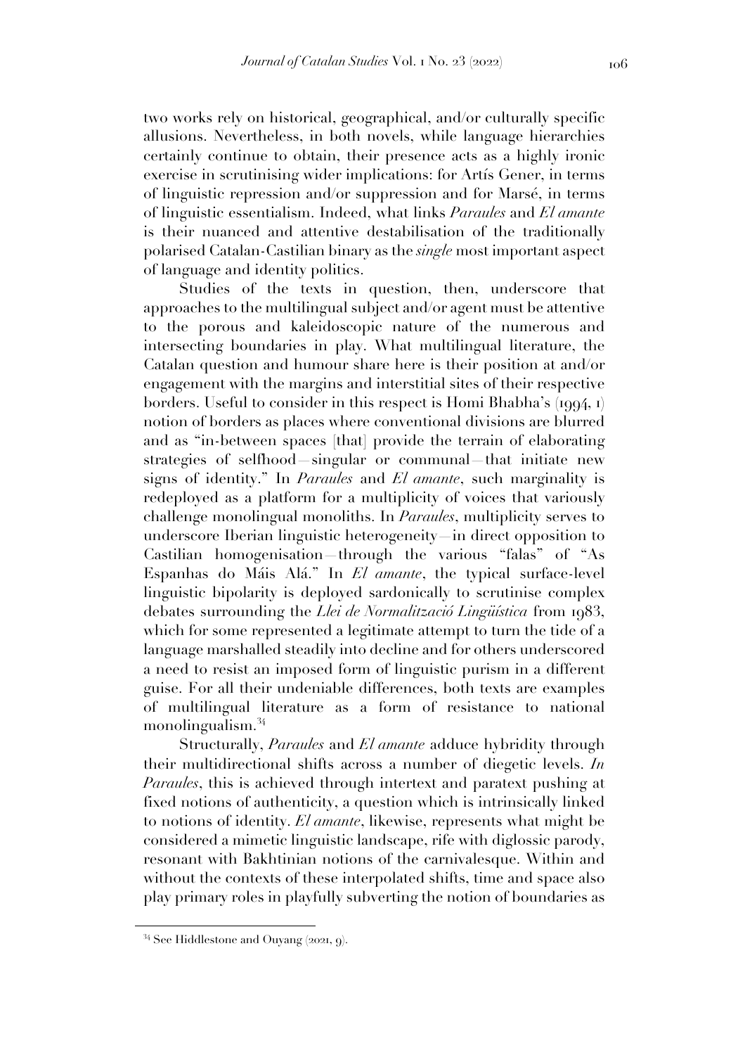two works rely on historical, geographical, and/or culturally specific allusions. Nevertheless, in both novels, while language hierarchies certainly continue to obtain, their presence acts as a highly ironic exercise in scrutinising wider implications: for Artís Gener, in terms of linguistic repression and/or suppression and for Marsé, in terms of linguistic essentialism. Indeed, what links *Paraules* and *El amante* is their nuanced and attentive destabilisation of the traditionally polarised Catalan-Castilian binary as the *single* most important aspect of language and identity politics.

Studies of the texts in question, then, underscore that approaches to the multilingual subject and/or agent must be attentive to the porous and kaleidoscopic nature of the numerous and intersecting boundaries in play. What multilingual literature, the Catalan question and humour share here is their position at and/or engagement with the margins and interstitial sites of their respective borders. Useful to consider in this respect is Homi Bhabha's (1994, 1) notion of borders as places where conventional divisions are blurred and as "in-between spaces [that] provide the terrain of elaborating strategies of selfhood—singular or communal—that initiate new signs of identity." In *Paraules* and *El amante*, such marginality is redeployed as a platform for a multiplicity of voices that variously challenge monolingual monoliths. In *Paraules*, multiplicity serves to underscore Iberian linguistic heterogeneity—in direct opposition to Castilian homogenisation—through the various "falas" of "As Espanhas do Máis Alá." In *El amante*, the typical surface-level linguistic bipolarity is deployed sardonically to scrutinise complex debates surrounding the *Llei de Normalització Lingüística* from 1983, which for some represented a legitimate attempt to turn the tide of a language marshalled steadily into decline and for others underscored a need to resist an imposed form of linguistic purism in a different guise. For all their undeniable differences, both texts are examples of multilingual literature as a form of resistance to national monolingualism.[34]

Structurally, *Paraules* and *El amante* adduce hybridity through their multidirectional shifts across a number of diegetic levels. *In Paraules*, this is achieved through intertext and paratext pushing at fixed notions of authenticity, a question which is intrinsically linked to notions of identity. *El amante*, likewise, represents what might be considered a mimetic linguistic landscape, rife with diglossic parody, resonant with Bakhtinian notions of the carnivalesque. Within and without the contexts of these interpolated shifts, time and space also play primary roles in playfully subverting the notion of boundaries as

[34] See Hiddlestone and Ouyang (2021, 9).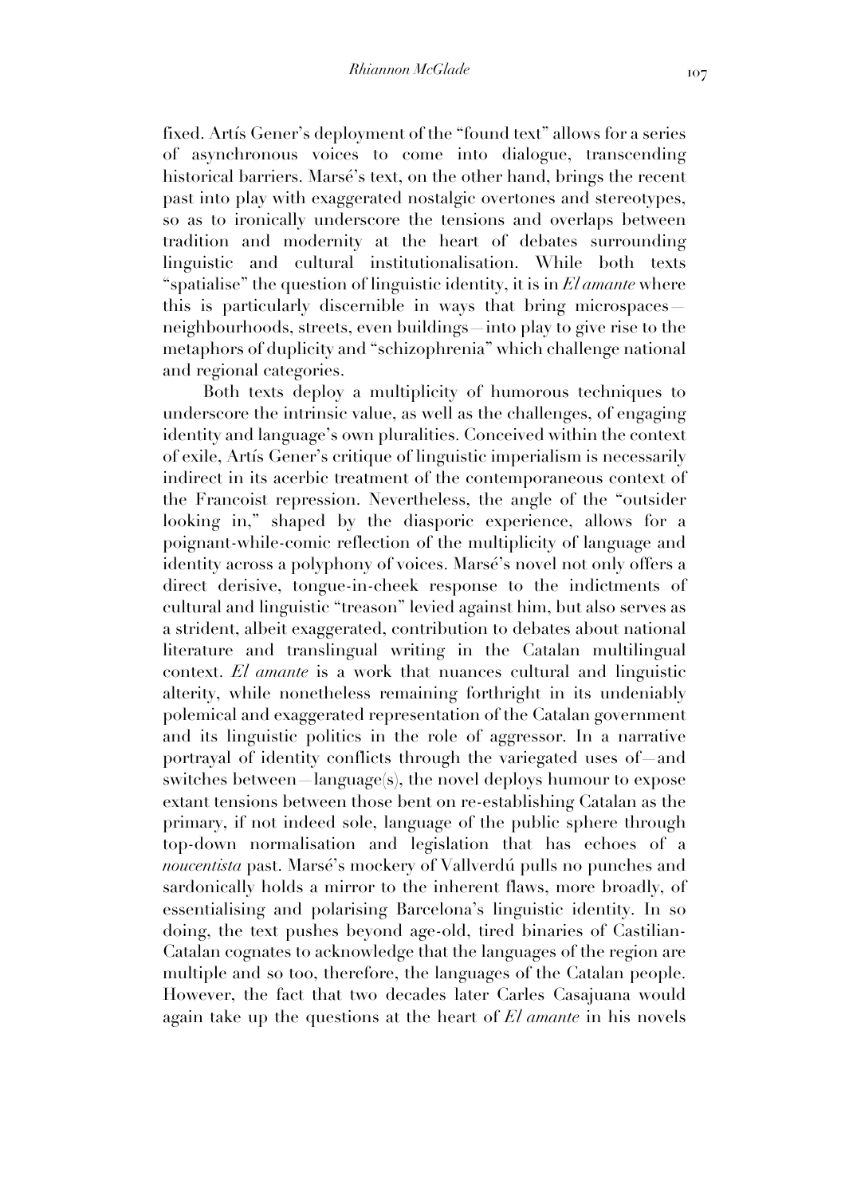fixed. Artís Gener's deployment of the "found text" allows for a series of asynchronous voices to come into dialogue, transcending historical barriers. Marsé's text, on the other hand, brings the recent past into play with exaggerated nostalgic overtones and stereotypes, so as to ironically underscore the tensions and overlaps between tradition and modernity at the heart of debates surrounding linguistic and cultural institutionalisation. While both texts "spatialise" the question of linguistic identity, it is in *El amante* where this is particularly discernible in ways that bring microspaces—neighbourhoods, streets, even buildings—into play to give rise to the metaphors of duplicity and "schizophrenia" which challenge national and regional categories.

Both texts deploy a multiplicity of humorous techniques to underscore the intrinsic value, as well as the challenges, of engaging identity and language's own pluralities. Conceived within the context of exile, Artís Gener's critique of linguistic imperialism is necessarily indirect in its acerbic treatment of the contemporaneous context of the Francoist repression. Nevertheless, the angle of the "outsider looking in," shaped by the diasporic experience, allows for a poignant-while-comic reflection of the multiplicity of language and identity across a polyphony of voices. Marsé's novel not only offers a direct derisive, tongue-in-cheek response to the indictments of cultural and linguistic "treason" levied against him, but also serves as a strident, albeit exaggerated, contribution to debates about national literature and translingual writing in the Catalan multilingual context. *El amante* is a work that nuances cultural and linguistic alterity, while nonetheless remaining forthright in its undeniably polemical and exaggerated representation of the Catalan government and its linguistic politics in the role of aggressor. In a narrative portrayal of identity conflicts through the variegated uses of—and switches between—language(s), the novel deploys humour to expose extant tensions between those bent on re-establishing Catalan as the primary, if not indeed sole, language of the public sphere through top-down normalisation and legislation that has echoes of a *noucentista* past. Marsé's mockery of Vallverdú pulls no punches and sardonically holds a mirror to the inherent flaws, more broadly, of essentialising and polarising Barcelona's linguistic identity. In so doing, the text pushes beyond age-old, tired binaries of Castilian-Catalan cognates to acknowledge that the languages of the region are multiple and so too, therefore, the languages of the Catalan people. However, the fact that two decades later Carles Casajuana would again take up the questions at the heart of *El amante* in his novels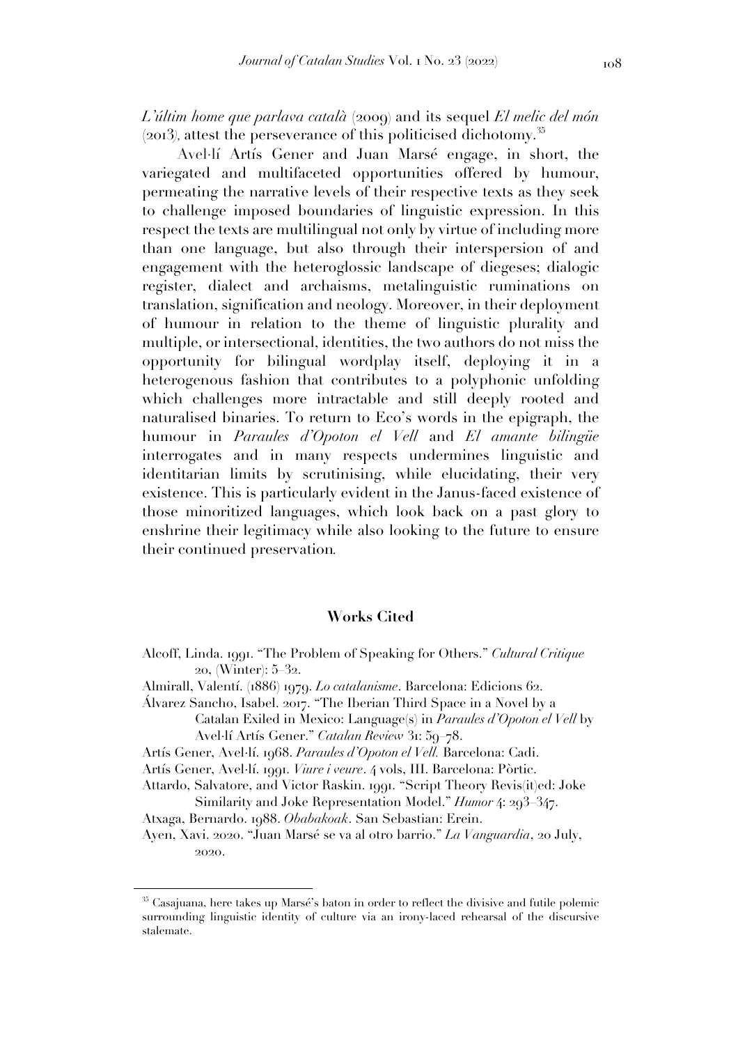*L'últim home que parlava català* (2009) and its sequel *El melic del món* (2013), attest the perseverance of this politicised dichotomy.[35]

Avel·lí Artís Gener and Juan Marsé engage, in short, the variegated and multifaceted opportunities offered by humour, permeating the narrative levels of their respective texts as they seek to challenge imposed boundaries of linguistic expression. In this respect the texts are multilingual not only by virtue of including more than one language, but also through their interspersion of and engagement with the heteroglossic landscape of diegeses; dialogic register, dialect and archaisms, metalinguistic ruminations on translation, signification and neology. Moreover, in their deployment of humour in relation to the theme of linguistic plurality and multiple, or intersectional, identities, the two authors do not miss the opportunity for bilingual wordplay itself, deploying it in a heterogenous fashion that contributes to a polyphonic unfolding which challenges more intractable and still deeply rooted and naturalised binaries. To return to Eco's words in the epigraph, the humour in *Paraules d'Opoton el Vell* and *El amante bilingüe* interrogates and in many respects undermines linguistic and identitarian limits by scrutinising, while elucidating, their very existence. This is particularly evident in the Janus-faced existence of those minoritized languages, which look back on a past glory to enshrine their legitimacy while also looking to the future to ensure their continued preservation.

## Works Cited

Alcoff, Linda. 1991. "The Problem of Speaking for Others." *Cultural Critique* 20, (Winter): 5–32.

Almirall, Valentí. (1886) 1979. *Lo catalanisme*. Barcelona: Edicions 62.

Álvarez Sancho, Isabel. 2017. "The Iberian Third Space in a Novel by a Catalan Exiled in Mexico: Language(s) in *Paraules d'Opoton el Vell* by Avel·lí Artís Gener." *Catalan Review* 31: 59–78.

Artís Gener, Avel·lí. 1968. *Paraules d'Opoton el Vell.* Barcelona: Cadi.

Artís Gener, Avel·lí. 1991. *Viure i veure*. 4 vols, III. Barcelona: Pòrtic.

Attardo, Salvatore, and Victor Raskin. 1991. "Script Theory Revis(it)ed: Joke Similarity and Joke Representation Model." *Humor* 4: 293–347.

Atxaga, Bernardo. 1988. *Obabakoak*. San Sebastian: Erein.

Ayen, Xavi. 2020. "Juan Marsé se va al otro barrio." *La Vanguardia*, 20 July, 2020.

---

[35] Casajuana, here takes up Marsé's baton in order to reflect the divisive and futile polemic surrounding linguistic identity of culture via an irony-laced rehearsal of the discursive stalemate.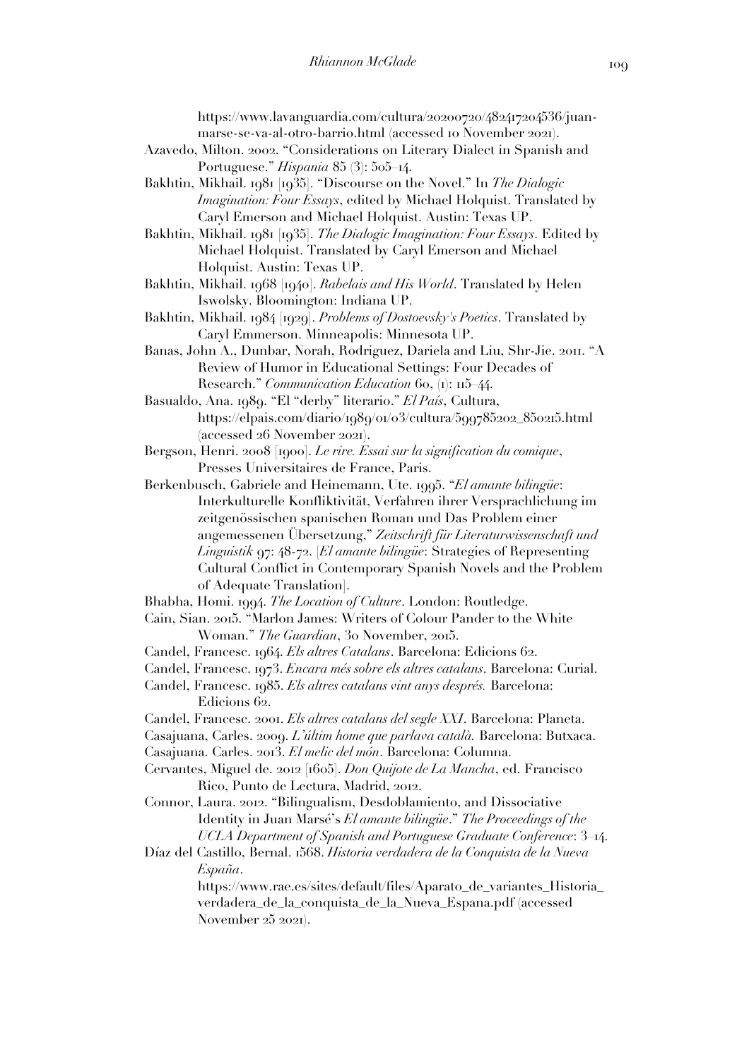https://www.lavanguardia.com/cultura/20200720/482417204536/juan-marse-se-va-al-otro-barrio.html (accessed 10 November 2021).

Azavedo, Milton. 2002. "Considerations on Literary Dialect in Spanish and Portuguese." *Hispania* 85 (3): 505–14.

Bakhtin, Mikhail. 1981 [1935]. "Discourse on the Novel." In *The Dialogic Imagination: Four Essays*, edited by Michael Holquist. Translated by Caryl Emerson and Michael Holquist. Austin: Texas UP.

Bakhtin, Mikhail. 1981 [1935]. *The Dialogic Imagination: Four Essays*. Edited by Michael Holquist. Translated by Caryl Emerson and Michael Holquist. Austin: Texas UP.

Bakhtin, Mikhail. 1968 [1940]. *Rabelais and His World*. Translated by Helen Iswolsky. Bloomington: Indiana UP.

Bakhtin, Mikhail. 1984 [1929]. *Problems of Dostoevsky's Poetics*. Translated by Caryl Emmerson. Minneapolis: Minnesota UP.

Banas, John A., Dunbar, Norah, Rodriguez, Dariela and Liu, Shr-Jie. 2011. "A Review of Humor in Educational Settings: Four Decades of Research." *Communication Education* 60, (1): 115–44.

Basualdo, Ana. 1989. "El "derby" literario." *El País*, Cultura, https://elpais.com/diario/1989/01/03/cultura/599785202_850215.html (accessed 26 November 2021).

Bergson, Henri. 2008 [1900]. *Le rire. Essai sur la signification du comique*, Presses Universitaires de France, Paris.

Berkenbusch, Gabriele and Heinemann, Ute. 1995. "*El amante bilingüe*: Interkulturelle Konfliktivität, Verfahren ihrer Versprachlichung im zeitgenössischen spanischen Roman und Das Problem einer angemessenen Übersetzung," *Zeitschrift für Literaturwissenschaft und Linguistik* 97: 48-72. [*El amante bilingüe*: Strategies of Representing Cultural Conflict in Contemporary Spanish Novels and the Problem of Adequate Translation].

Bhabha, Homi. 1994. *The Location of Culture*. London: Routledge.

Cain, Sian. 2015. "Marlon James: Writers of Colour Pander to the White Woman." *The Guardian*, 30 November, 2015.

Candel, Francesc. 1964. *Els altres Catalans*. Barcelona: Edicions 62.

Candel, Francesc. 1973. *Encara més sobre els altres catalans*. Barcelona: Curial.

Candel, Francesc. 1985. *Els altres catalans vint anys després.* Barcelona: Edicions 62.

Candel, Francesc. 2001. *Els altres catalans del segle XXI*. Barcelona: Planeta.

Casajuana, Carles. 2009. *L'últim home que parlava català.* Barcelona: Butxaca.

Casajuana. Carles. 2013. *El melic del món*. Barcelona: Columna.

Cervantes, Miguel de. 2012 [1605]. *Don Quijote de La Mancha*, ed. Francisco Rico, Punto de Lectura, Madrid, 2012.

Connor, Laura. 2012. "Bilingualism, Desdoblamiento, and Dissociative Identity in Juan Marsé's *El amante bilingüe*." *The Proceedings of the UCLA Department of Spanish and Portuguese Graduate Conference*: 3–14.

Díaz del Castillo, Bernal. 1568. *Historia verdadera de la Conquista de la Nueva España*. https://www.rae.es/sites/default/files/Aparato_de_variantes_Historia_verdadera_de_la_conquista_de_la_Nueva_Espana.pdf (accessed November 25 2021).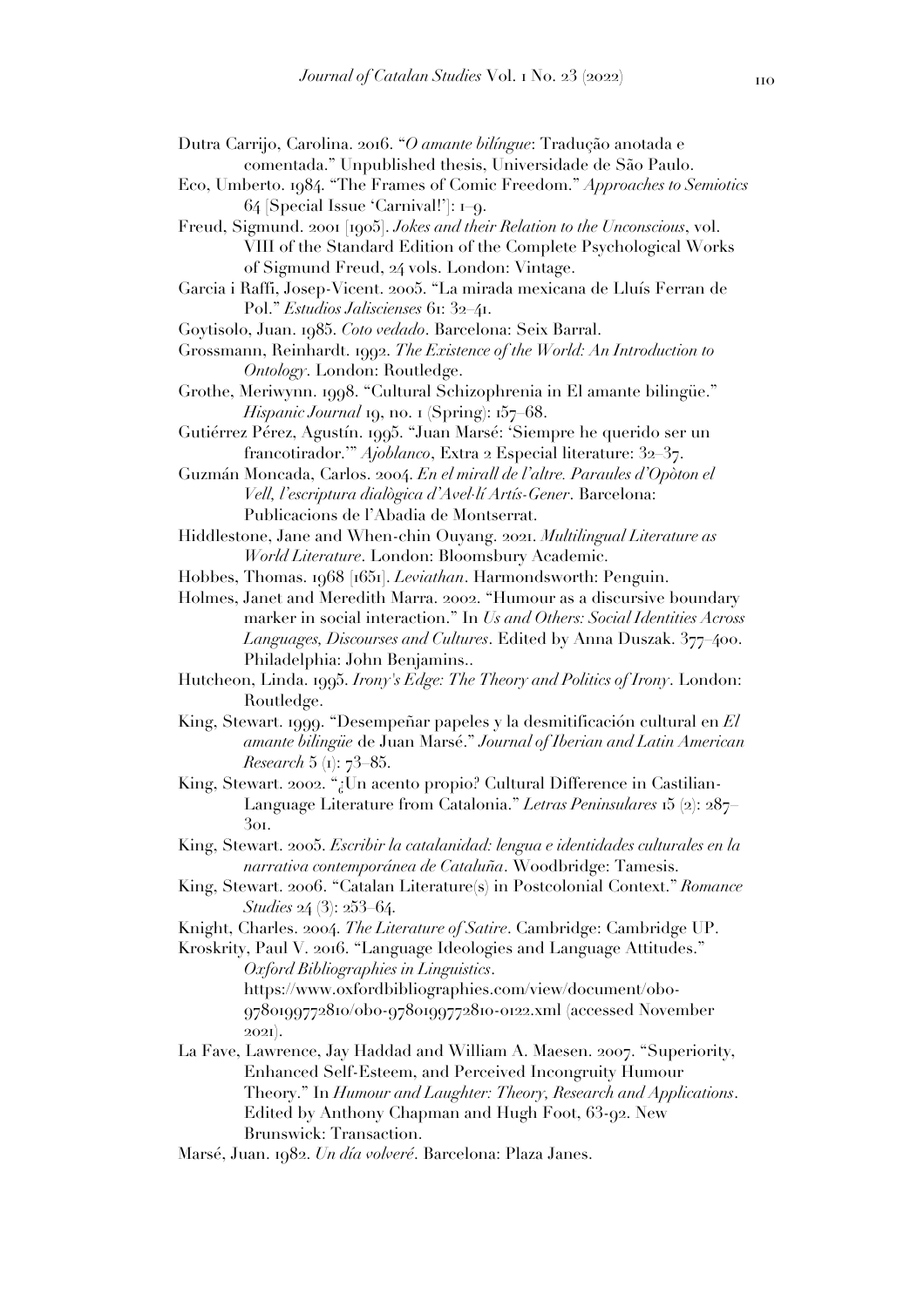Dutra Carrijo, Carolina. 2016. "*O amante bilíngue*: Tradução anotada e comentada." Unpublished thesis, Universidade de São Paulo.

Eco, Umberto. 1984. "The Frames of Comic Freedom." *Approaches to Semiotics* 64 [Special Issue 'Carnival!']: 1–9.

Freud, Sigmund. 2001 [1905]. *Jokes and their Relation to the Unconscious*, vol. VIII of the Standard Edition of the Complete Psychological Works of Sigmund Freud, 24 vols. London: Vintage.

Garcia i Raffi, Josep-Vicent. 2005. "La mirada mexicana de Lluís Ferran de Pol." *Estudios Jaliscienses* 61: 32–41.

Goytisolo, Juan. 1985. *Coto vedado*. Barcelona: Seix Barral.

Grossmann, Reinhardt. 1992. *The Existence of the World: An Introduction to Ontology*. London: Routledge.

Grothe, Meriwynn. 1998. "Cultural Schizophrenia in El amante bilingüe." *Hispanic Journal* 19, no. 1 (Spring): 157–68.

Gutiérrez Pérez, Agustín. 1995. "Juan Marsé: 'Siempre he querido ser un francotirador.'" *Ajoblanco*, Extra 2 Especial literature: 32–37.

Guzmán Moncada, Carlos. 2004. *En el mirall de l'altre. Paraules d'Opòton el Vell, l'escriptura dialògica d'Avel·lí Artís-Gener*. Barcelona: Publicacions de l'Abadia de Montserrat.

Hiddlestone, Jane and When-chin Ouyang. 2021. *Multilingual Literature as World Literature*. London: Bloomsbury Academic.

Hobbes, Thomas. 1968 [1651]. *Leviathan*. Harmondsworth: Penguin.

Holmes, Janet and Meredith Marra. 2002. "Humour as a discursive boundary marker in social interaction." In *Us and Others: Social Identities Across Languages, Discourses and Cultures*. Edited by Anna Duszak. 377–400. Philadelphia: John Benjamins..

Hutcheon, Linda. 1995. *Irony's Edge: The Theory and Politics of Irony*. London: Routledge.

King, Stewart. 1999. "Desempeñar papeles y la desmitificación cultural en *El amante bilingüe* de Juan Marsé." *Journal of Iberian and Latin American Research* 5 (1): 73–85.

King, Stewart. 2002. "¿Un acento propio? Cultural Difference in Castilian-Language Literature from Catalonia." *Letras Peninsulares* 15 (2): 287–301.

King, Stewart. 2005. *Escribir la catalanidad: lengua e identidades culturales en la narrativa contemporánea de Cataluña*. Woodbridge: Tamesis.

King, Stewart. 2006. "Catalan Literature(s) in Postcolonial Context." *Romance Studies* 24 (3): 253–64.

Knight, Charles. 2004. *The Literature of Satire*. Cambridge: Cambridge UP.

Kroskrity, Paul V. 2016. "Language Ideologies and Language Attitudes." *Oxford Bibliographies in Linguistics*. https://www.oxfordbibliographies.com/view/document/obo-9780199772810/obo-9780199772810-0122.xml (accessed November 2021).

La Fave, Lawrence, Jay Haddad and William A. Maesen. 2007. "Superiority, Enhanced Self-Esteem, and Perceived Incongruity Humour Theory." In *Humour and Laughter: Theory, Research and Applications*. Edited by Anthony Chapman and Hugh Foot, 63-92. New Brunswick: Transaction.

Marsé, Juan. 1982. *Un día volveré*. Barcelona: Plaza Janes.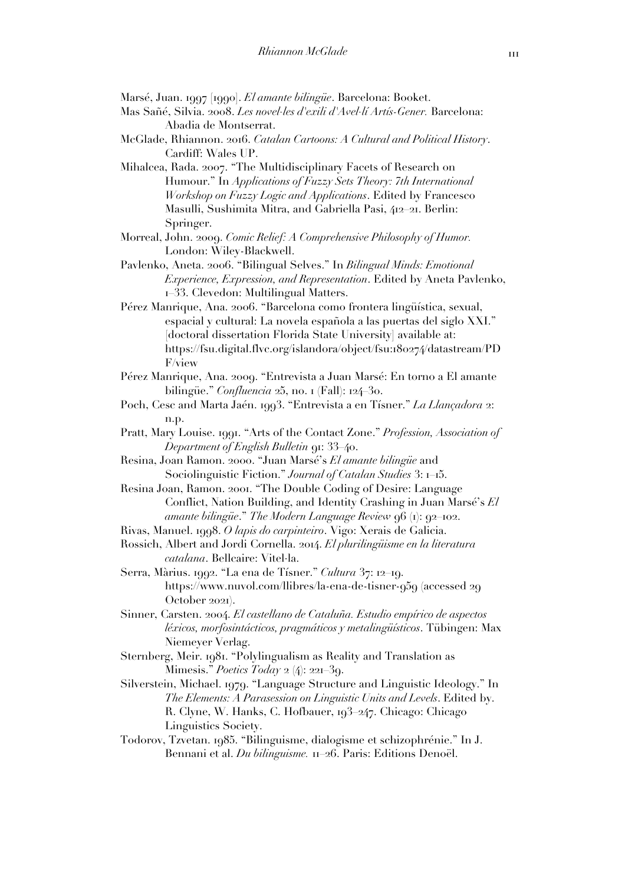Marsé, Juan. 1997 [1990]. *El amante bilingüe*. Barcelona: Booket.

Mas Sañé, Silvia. 2008. *Les novel·les d'exili d'Avel·lí Artís-Gener.* Barcelona: Abadia de Montserrat.

McGlade, Rhiannon. 2016. *Catalan Cartoons: A Cultural and Political History*. Cardiff: Wales UP.

Mihalcea, Rada. 2007. "The Multidisciplinary Facets of Research on Humour." In *Applications of Fuzzy Sets Theory: 7th International Workshop on Fuzzy Logic and Applications*. Edited by Francesco Masulli, Sushimita Mitra, and Gabriella Pasi, 412–21. Berlin: Springer.

Morreal, John. 2009. *Comic Relief: A Comprehensive Philosophy of Humor.* London: Wiley-Blackwell.

Pavlenko, Aneta. 2006. "Bilingual Selves." In *Bilingual Minds: Emotional Experience, Expression, and Representation*. Edited by Aneta Pavlenko, 1–33. Clevedon: Multilingual Matters.

Pérez Manrique, Ana. 2006. "Barcelona como frontera lingüística, sexual, espacial y cultural: La novela española a las puertas del siglo XXI." [doctoral dissertation Florida State University] available at: https://fsu.digital.flvc.org/islandora/object/fsu:180274/datastream/PDF/view

Pérez Manrique, Ana. 2009. "Entrevista a Juan Marsé: En torno a El amante bilingüe." *Confluencia* 25, no. 1 (Fall): 124–30.

Poch, Cesc and Marta Jaén. 1993. "Entrevista a en Tísner." *La Llançadora* 2: n.p.

Pratt, Mary Louise. 1991. "Arts of the Contact Zone." *Profession, Association of Department of English Bulletin* 91: 33–40.

Resina, Joan Ramon. 2000. "Juan Marsé's *El amante bilingüe* and Sociolinguistic Fiction." *Journal of Catalan Studies* 3: 1–15.

Resina Joan, Ramon. 2001. "The Double Coding of Desire: Language Conflict, Nation Building, and Identity Crashing in Juan Marsé's *El amante bilingüe*." *The Modern Language Review* 96 (1): 92–102.

Rivas, Manuel. 1998. *O lapis do carpinteiro*. Vigo: Xerais de Galicia.

Rossich, Albert and Jordi Cornella. 2014. *El plurilingüisme en la literatura catalana*. Bellcaire: Vitel·la.

Serra, Màrius. 1992. "La ena de Tísner." *Cultura* 37: 12–19. https://www.nuvol.com/llibres/la-ena-de-tisner-959 (accessed 29 October 2021).

Sinner, Carsten. 2004. *El castellano de Cataluña. Estudio empírico de aspectos léxicos, morfosintácticos, pragmáticos y metalingüísticos*. Tübingen: Max Niemeyer Verlag.

Sternberg, Meir. 1981. "Polylingualism as Reality and Translation as Mimesis." *Poetics Today* 2 (4): 221–39.

Silverstein, Michael. 1979. "Language Structure and Linguistic Ideology." In *The Elements: A Parasession on Linguistic Units and Levels*. Edited by. R. Clyne, W. Hanks, C. Hofbauer, 193–247. Chicago: Chicago Linguistics Society.

Todorov, Tzvetan. 1985. "Bilinguisme, dialogisme et schizophrénie." In J. Bennani et al. *Du bilinguisme.* 11–26. Paris: Editions Denoël.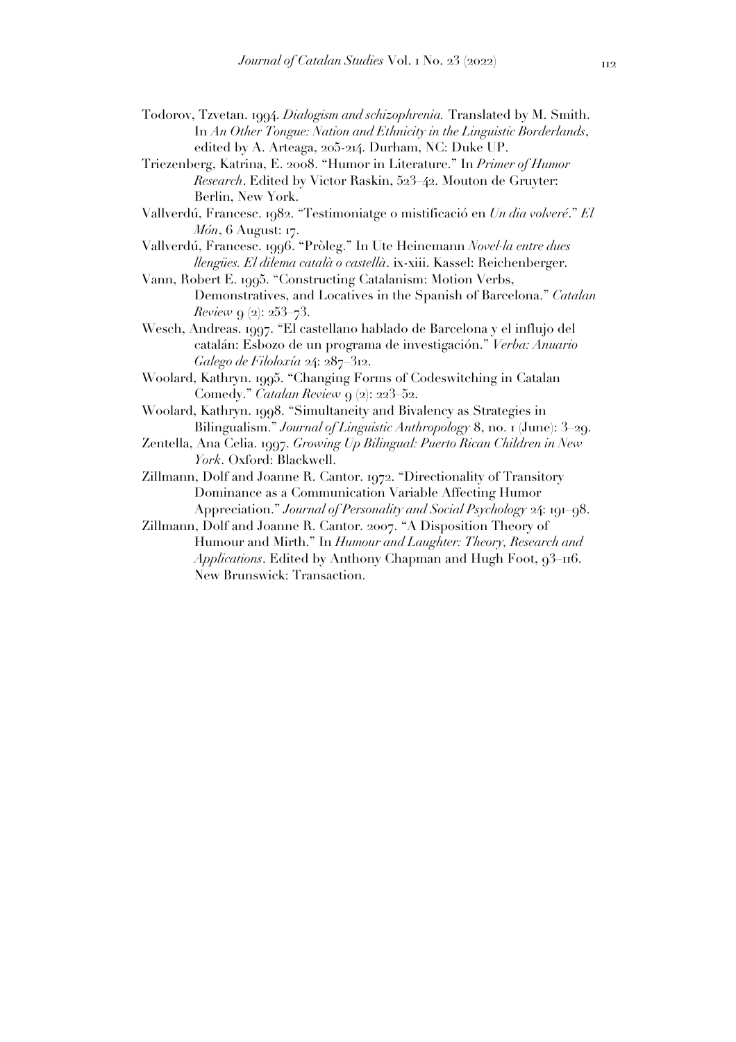Todorov, Tzvetan. 1994. *Dialogism and schizophrenia.* Translated by M. Smith. In *An Other Tongue: Nation and Ethnicity in the Linguistic Borderlands*, edited by A. Arteaga, 205-214. Durham, NC: Duke UP.

Triezenberg, Katrina, E. 2008. "Humor in Literature." In *Primer of Humor Research*. Edited by Victor Raskin, 523–42. Mouton de Gruyter: Berlin, New York.

Vallverdú, Francesc. 1982. "Testimoniatge o mistificació en *Un dia volveré*." *El Món*, 6 August: 17.

Vallverdú, Francesc. 1996. "Pròleg." In Ute Heinemann *Novel·la entre dues llengües. El dilema català o castellà*. ix-xiii. Kassel: Reichenberger.

Vann, Robert E. 1995. "Constructing Catalanism: Motion Verbs, Demonstratives, and Locatives in the Spanish of Barcelona." *Catalan Review* 9 (2): 253–73.

Wesch, Andreas. 1997. "El castellano hablado de Barcelona y el influjo del catalán: Esbozo de un programa de investigación." *Verba: Anuario Galego de Filoloxía* 24: 287–312.

Woolard, Kathryn. 1995. "Changing Forms of Codeswitching in Catalan Comedy." *Catalan Review* 9 (2): 223–52.

Woolard, Kathryn. 1998. "Simultaneity and Bivalency as Strategies in Bilingualism." *Journal of Linguistic Anthropology* 8, no. 1 (June): 3–29.

Zentella, Ana Celia. 1997. *Growing Up Bilingual: Puerto Rican Children in New York*. Oxford: Blackwell.

Zillmann, Dolf and Joanne R. Cantor. 1972. "Directionality of Transitory Dominance as a Communication Variable Affecting Humor Appreciation." *Journal of Personality and Social Psychology* 24: 191–98.

Zillmann, Dolf and Joanne R. Cantor. 2007. "A Disposition Theory of Humour and Mirth." In *Humour and Laughter: Theory, Research and Applications*. Edited by Anthony Chapman and Hugh Foot, 93–116. New Brunswick: Transaction.